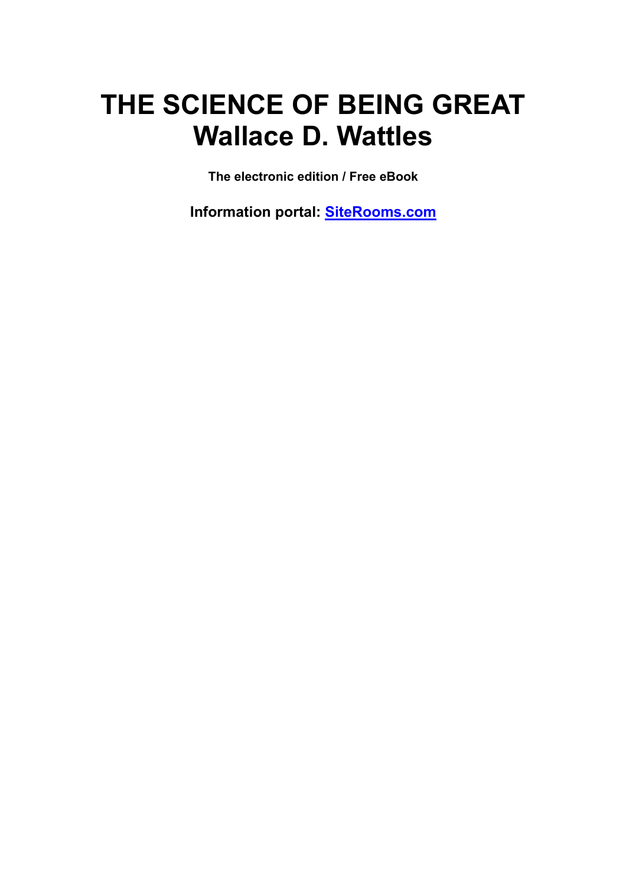# THE SCIENCE OF BEING GREAT
# Wallace D. Wattles

**The electronic edition / Free eBook**

**Information portal: [SiteRooms.com](SiteRooms.com)**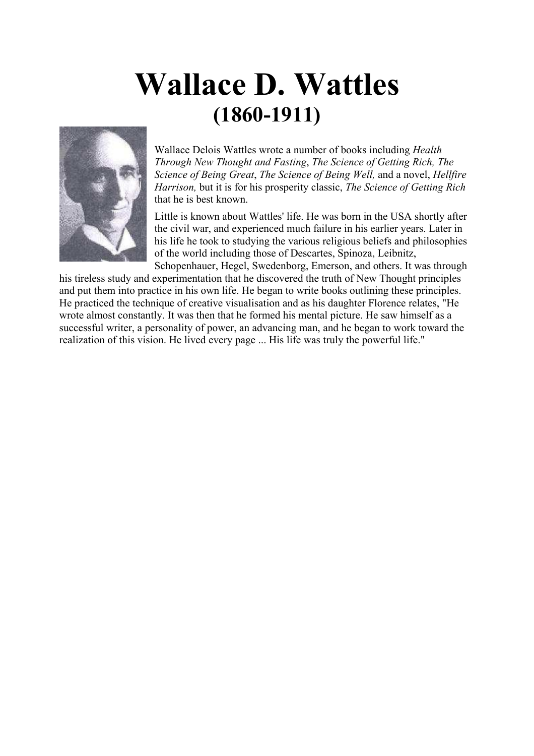# Wallace D. Wattles

## (1860-1911)

Wallace Delois Wattles wrote a number of books including *Health Through New Thought and Fasting*, *The Science of Getting Rich, The Science of Being Great*, *The Science of Being Well,* and a novel, *Hellfire Harrison,* but it is for his prosperity classic, *The Science of Getting Rich* that he is best known.

Little is known about Wattles' life. He was born in the USA shortly after the civil war, and experienced much failure in his earlier years. Later in his life he took to studying the various religious beliefs and philosophies of the world including those of Descartes, Spinoza, Leibnitz, Schopenhauer, Hegel, Swedenborg, Emerson, and others. It was through his tireless study and experimentation that he discovered the truth of New Thought principles and put them into practice in his own life. He began to write books outlining these principles. He practiced the technique of creative visualisation and as his daughter Florence relates, "He wrote almost constantly. It was then that he formed his mental picture. He saw himself as a successful writer, a personality of power, an advancing man, and he began to work toward the realization of this vision. He lived every page ... His life was truly the powerful life."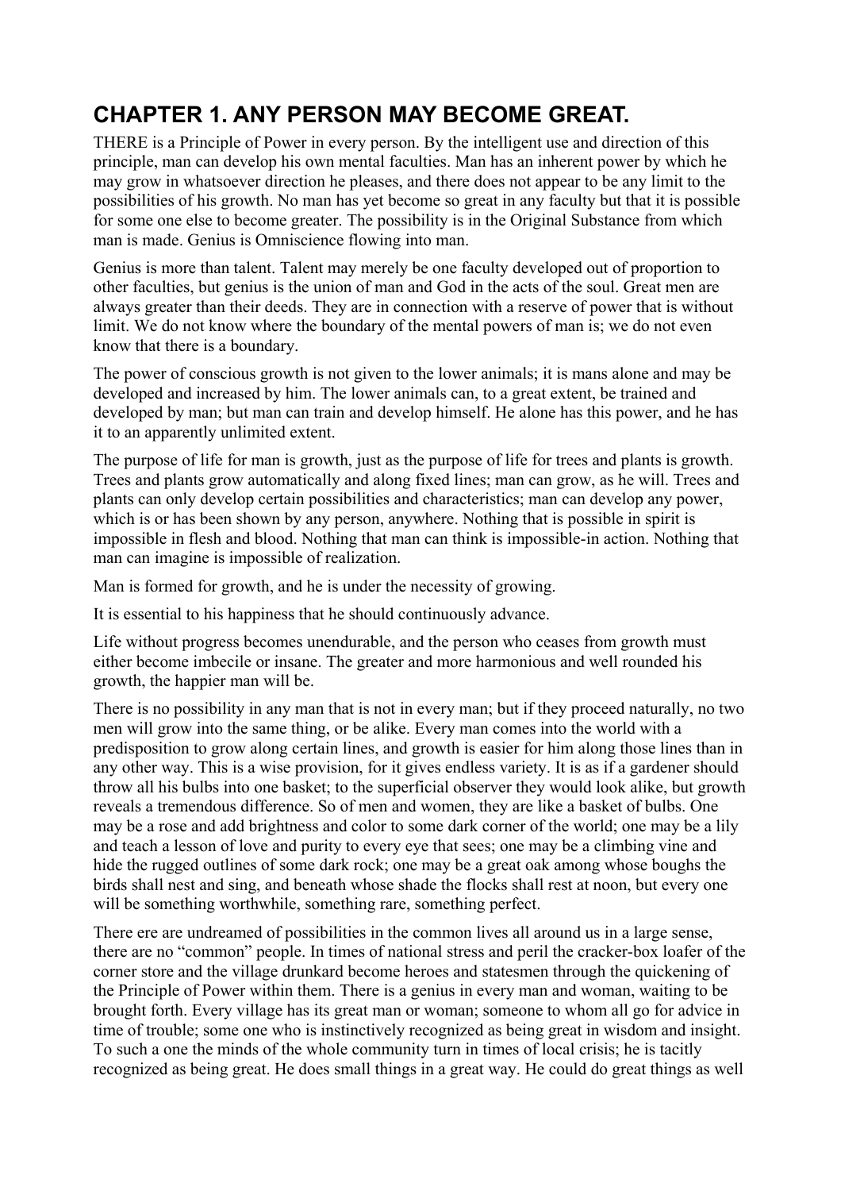# CHAPTER 1. ANY PERSON MAY BECOME GREAT.

THERE is a Principle of Power in every person. By the intelligent use and direction of this principle, man can develop his own mental faculties. Man has an inherent power by which he may grow in whatsoever direction he pleases, and there does not appear to be any limit to the possibilities of his growth. No man has yet become so great in any faculty but that it is possible for some one else to become greater. The possibility is in the Original Substance from which man is made. Genius is Omniscience flowing into man.

Genius is more than talent. Talent may merely be one faculty developed out of proportion to other faculties, but genius is the union of man and God in the acts of the soul. Great men are always greater than their deeds. They are in connection with a reserve of power that is without limit. We do not know where the boundary of the mental powers of man is; we do not even know that there is a boundary.

The power of conscious growth is not given to the lower animals; it is mans alone and may be developed and increased by him. The lower animals can, to a great extent, be trained and developed by man; but man can train and develop himself. He alone has this power, and he has it to an apparently unlimited extent.

The purpose of life for man is growth, just as the purpose of life for trees and plants is growth. Trees and plants grow automatically and along fixed lines; man can grow, as he will. Trees and plants can only develop certain possibilities and characteristics; man can develop any power, which is or has been shown by any person, anywhere. Nothing that is possible in spirit is impossible in flesh and blood. Nothing that man can think is impossible-in action. Nothing that man can imagine is impossible of realization.

Man is formed for growth, and he is under the necessity of growing.

It is essential to his happiness that he should continuously advance.

Life without progress becomes unendurable, and the person who ceases from growth must either become imbecile or insane. The greater and more harmonious and well rounded his growth, the happier man will be.

There is no possibility in any man that is not in every man; but if they proceed naturally, no two men will grow into the same thing, or be alike. Every man comes into the world with a predisposition to grow along certain lines, and growth is easier for him along those lines than in any other way. This is a wise provision, for it gives endless variety. It is as if a gardener should throw all his bulbs into one basket; to the superficial observer they would look alike, but growth reveals a tremendous difference. So of men and women, they are like a basket of bulbs. One may be a rose and add brightness and color to some dark corner of the world; one may be a lily and teach a lesson of love and purity to every eye that sees; one may be a climbing vine and hide the rugged outlines of some dark rock; one may be a great oak among whose boughs the birds shall nest and sing, and beneath whose shade the flocks shall rest at noon, but every one will be something worthwhile, something rare, something perfect.

There ere are undreamed of possibilities in the common lives all around us in a large sense, there are no "common" people. In times of national stress and peril the cracker-box loafer of the corner store and the village drunkard become heroes and statesmen through the quickening of the Principle of Power within them. There is a genius in every man and woman, waiting to be brought forth. Every village has its great man or woman; someone to whom all go for advice in time of trouble; some one who is instinctively recognized as being great in wisdom and insight. To such a one the minds of the whole community turn in times of local crisis; he is tacitly recognized as being great. He does small things in a great way. He could do great things as well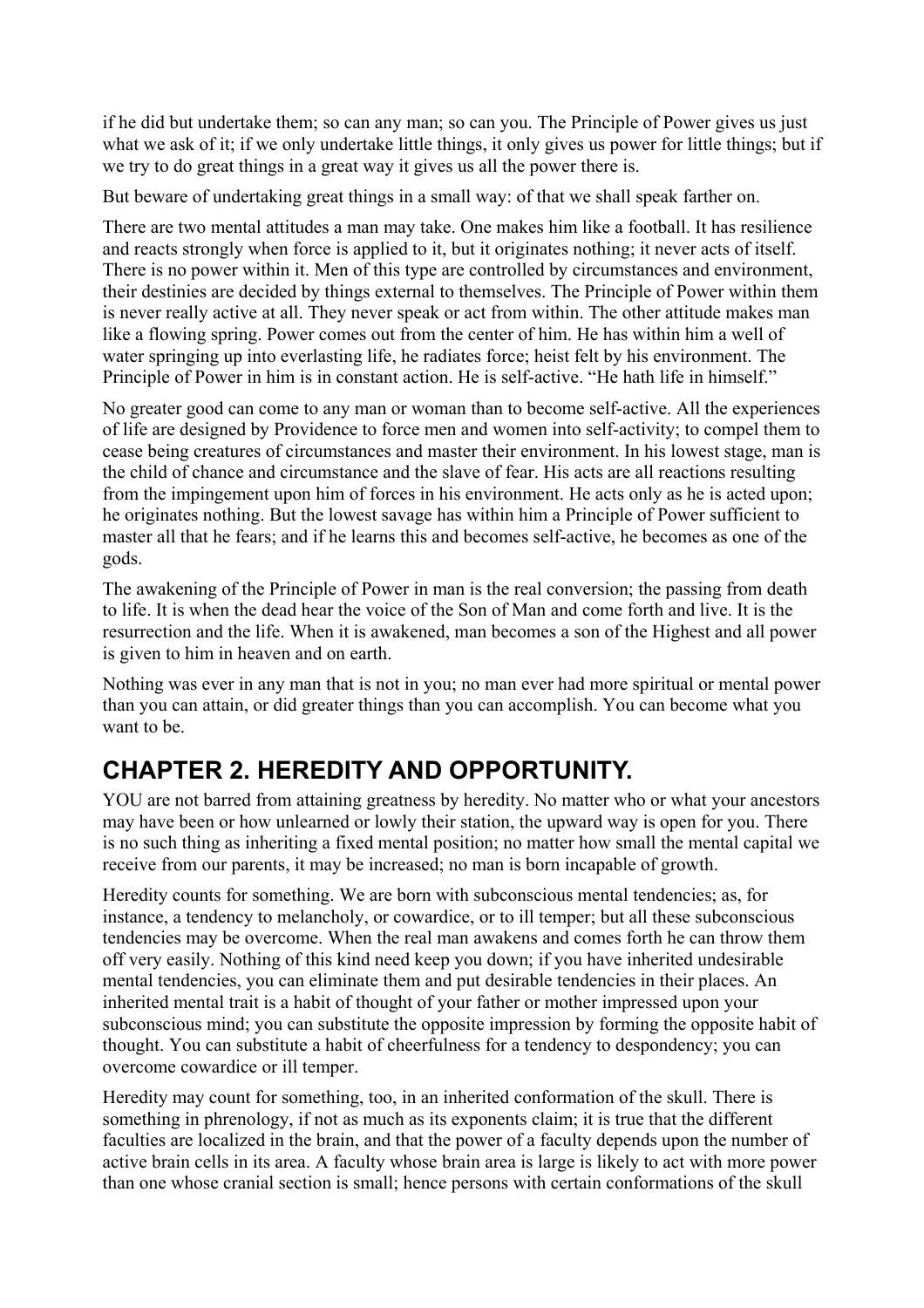if he did but undertake them; so can any man; so can you. The Principle of Power gives us just what we ask of it; if we only undertake little things, it only gives us power for little things; but if we try to do great things in a great way it gives us all the power there is.

But beware of undertaking great things in a small way: of that we shall speak farther on.

There are two mental attitudes a man may take. One makes him like a football. It has resilience and reacts strongly when force is applied to it, but it originates nothing; it never acts of itself. There is no power within it. Men of this type are controlled by circumstances and environment, their destinies are decided by things external to themselves. The Principle of Power within them is never really active at all. They never speak or act from within. The other attitude makes man like a flowing spring. Power comes out from the center of him. He has within him a well of water springing up into everlasting life, he radiates force; heist felt by his environment. The Principle of Power in him is in constant action. He is self-active. "He hath life in himself."

No greater good can come to any man or woman than to become self-active. All the experiences of life are designed by Providence to force men and women into self-activity; to compel them to cease being creatures of circumstances and master their environment. In his lowest stage, man is the child of chance and circumstance and the slave of fear. His acts are all reactions resulting from the impingement upon him of forces in his environment. He acts only as he is acted upon; he originates nothing. But the lowest savage has within him a Principle of Power sufficient to master all that he fears; and if he learns this and becomes self-active, he becomes as one of the gods.

The awakening of the Principle of Power in man is the real conversion; the passing from death to life. It is when the dead hear the voice of the Son of Man and come forth and live. It is the resurrection and the life. When it is awakened, man becomes a son of the Highest and all power is given to him in heaven and on earth.

Nothing was ever in any man that is not in you; no man ever had more spiritual or mental power than you can attain, or did greater things than you can accomplish. You can become what you want to be.

## CHAPTER 2. HEREDITY AND OPPORTUNITY.

YOU are not barred from attaining greatness by heredity. No matter who or what your ancestors may have been or how unlearned or lowly their station, the upward way is open for you. There is no such thing as inheriting a fixed mental position; no matter how small the mental capital we receive from our parents, it may be increased; no man is born incapable of growth.

Heredity counts for something. We are born with subconscious mental tendencies; as, for instance, a tendency to melancholy, or cowardice, or to ill temper; but all these subconscious tendencies may be overcome. When the real man awakens and comes forth he can throw them off very easily. Nothing of this kind need keep you down; if you have inherited undesirable mental tendencies, you can eliminate them and put desirable tendencies in their places. An inherited mental trait is a habit of thought of your father or mother impressed upon your subconscious mind; you can substitute the opposite impression by forming the opposite habit of thought. You can substitute a habit of cheerfulness for a tendency to despondency; you can overcome cowardice or ill temper.

Heredity may count for something, too, in an inherited conformation of the skull. There is something in phrenology, if not as much as its exponents claim; it is true that the different faculties are localized in the brain, and that the power of a faculty depends upon the number of active brain cells in its area. A faculty whose brain area is large is likely to act with more power than one whose cranial section is small; hence persons with certain conformations of the skull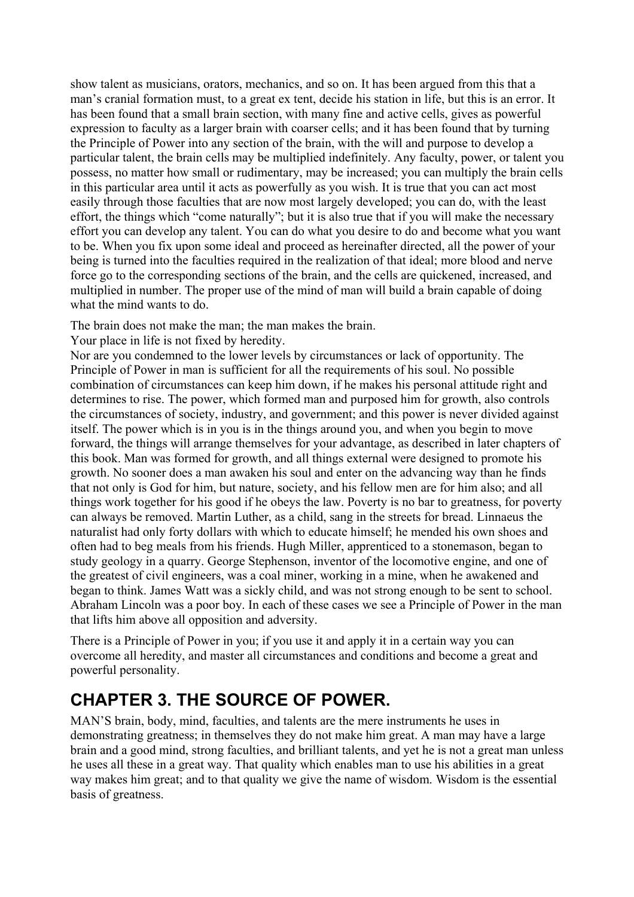show talent as musicians, orators, mechanics, and so on. It has been argued from this that a man's cranial formation must, to a great ex tent, decide his station in life, but this is an error. It has been found that a small brain section, with many fine and active cells, gives as powerful expression to faculty as a larger brain with coarser cells; and it has been found that by turning the Principle of Power into any section of the brain, with the will and purpose to develop a particular talent, the brain cells may be multiplied indefinitely. Any faculty, power, or talent you possess, no matter how small or rudimentary, may be increased; you can multiply the brain cells in this particular area until it acts as powerfully as you wish. It is true that you can act most easily through those faculties that are now most largely developed; you can do, with the least effort, the things which "come naturally"; but it is also true that if you will make the necessary effort you can develop any talent. You can do what you desire to do and become what you want to be. When you fix upon some ideal and proceed as hereinafter directed, all the power of your being is turned into the faculties required in the realization of that ideal; more blood and nerve force go to the corresponding sections of the brain, and the cells are quickened, increased, and multiplied in number. The proper use of the mind of man will build a brain capable of doing what the mind wants to do.

The brain does not make the man; the man makes the brain.

Your place in life is not fixed by heredity.

Nor are you condemned to the lower levels by circumstances or lack of opportunity. The Principle of Power in man is sufficient for all the requirements of his soul. No possible combination of circumstances can keep him down, if he makes his personal attitude right and determines to rise. The power, which formed man and purposed him for growth, also controls the circumstances of society, industry, and government; and this power is never divided against itself. The power which is in you is in the things around you, and when you begin to move forward, the things will arrange themselves for your advantage, as described in later chapters of this book. Man was formed for growth, and all things external were designed to promote his growth. No sooner does a man awaken his soul and enter on the advancing way than he finds that not only is God for him, but nature, society, and his fellow men are for him also; and all things work together for his good if he obeys the law. Poverty is no bar to greatness, for poverty can always be removed. Martin Luther, as a child, sang in the streets for bread. Linnaeus the naturalist had only forty dollars with which to educate himself; he mended his own shoes and often had to beg meals from his friends. Hugh Miller, apprenticed to a stonemason, began to study geology in a quarry. George Stephenson, inventor of the locomotive engine, and one of the greatest of civil engineers, was a coal miner, working in a mine, when he awakened and began to think. James Watt was a sickly child, and was not strong enough to be sent to school. Abraham Lincoln was a poor boy. In each of these cases we see a Principle of Power in the man that lifts him above all opposition and adversity.

There is a Principle of Power in you; if you use it and apply it in a certain way you can overcome all heredity, and master all circumstances and conditions and become a great and powerful personality.

## CHAPTER 3. THE SOURCE OF POWER.

MAN'S brain, body, mind, faculties, and talents are the mere instruments he uses in demonstrating greatness; in themselves they do not make him great. A man may have a large brain and a good mind, strong faculties, and brilliant talents, and yet he is not a great man unless he uses all these in a great way. That quality which enables man to use his abilities in a great way makes him great; and to that quality we give the name of wisdom. Wisdom is the essential basis of greatness.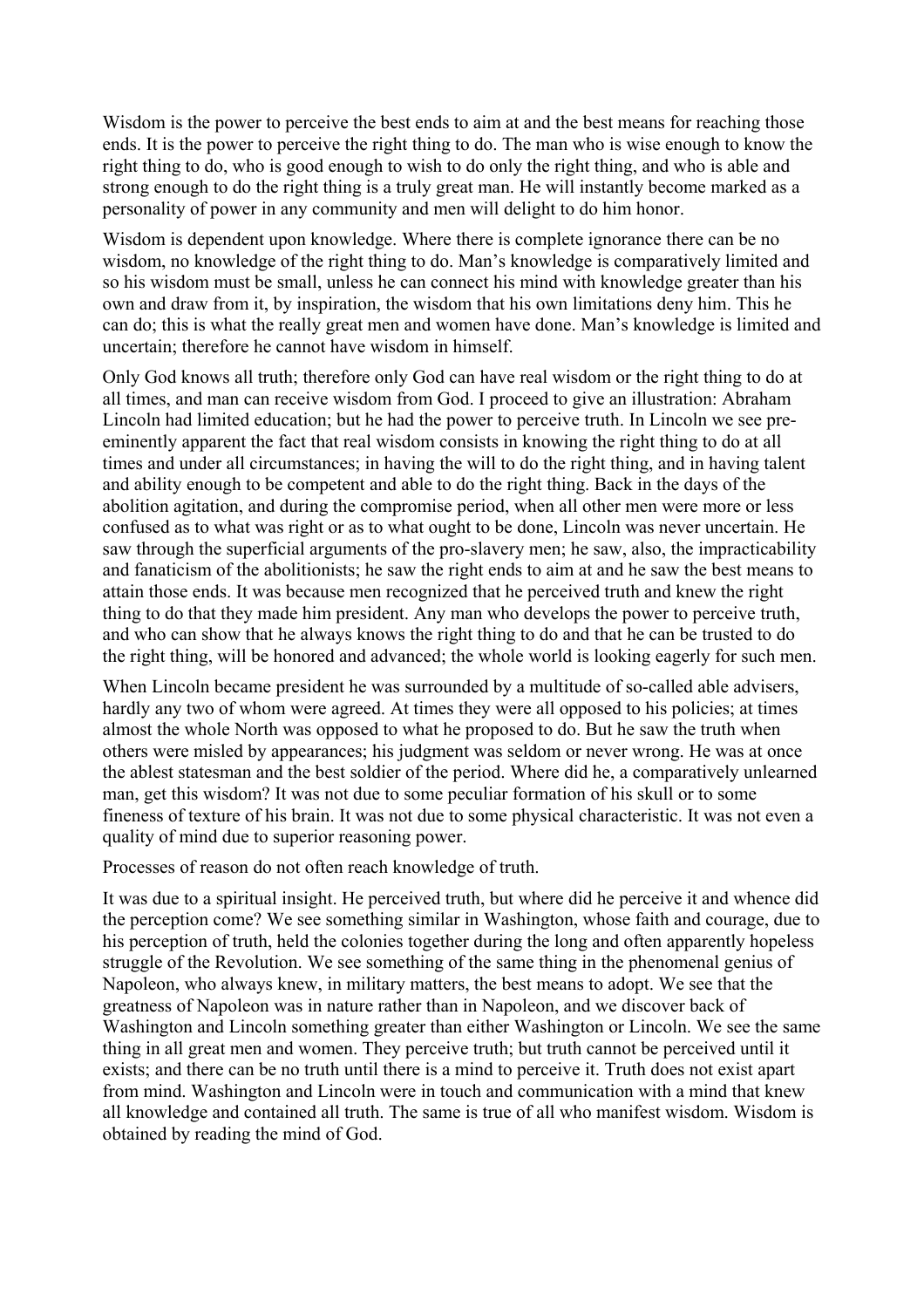Wisdom is the power to perceive the best ends to aim at and the best means for reaching those ends. It is the power to perceive the right thing to do. The man who is wise enough to know the right thing to do, who is good enough to wish to do only the right thing, and who is able and strong enough to do the right thing is a truly great man. He will instantly become marked as a personality of power in any community and men will delight to do him honor.

Wisdom is dependent upon knowledge. Where there is complete ignorance there can be no wisdom, no knowledge of the right thing to do. Man's knowledge is comparatively limited and so his wisdom must be small, unless he can connect his mind with knowledge greater than his own and draw from it, by inspiration, the wisdom that his own limitations deny him. This he can do; this is what the really great men and women have done. Man's knowledge is limited and uncertain; therefore he cannot have wisdom in himself.

Only God knows all truth; therefore only God can have real wisdom or the right thing to do at all times, and man can receive wisdom from God. I proceed to give an illustration: Abraham Lincoln had limited education; but he had the power to perceive truth. In Lincoln we see pre-eminently apparent the fact that real wisdom consists in knowing the right thing to do at all times and under all circumstances; in having the will to do the right thing, and in having talent and ability enough to be competent and able to do the right thing. Back in the days of the abolition agitation, and during the compromise period, when all other men were more or less confused as to what was right or as to what ought to be done, Lincoln was never uncertain. He saw through the superficial arguments of the pro-slavery men; he saw, also, the impracticability and fanaticism of the abolitionists; he saw the right ends to aim at and he saw the best means to attain those ends. It was because men recognized that he perceived truth and knew the right thing to do that they made him president. Any man who develops the power to perceive truth, and who can show that he always knows the right thing to do and that he can be trusted to do the right thing, will be honored and advanced; the whole world is looking eagerly for such men.

When Lincoln became president he was surrounded by a multitude of so-called able advisers, hardly any two of whom were agreed. At times they were all opposed to his policies; at times almost the whole North was opposed to what he proposed to do. But he saw the truth when others were misled by appearances; his judgment was seldom or never wrong. He was at once the ablest statesman and the best soldier of the period. Where did he, a comparatively unlearned man, get this wisdom? It was not due to some peculiar formation of his skull or to some fineness of texture of his brain. It was not due to some physical characteristic. It was not even a quality of mind due to superior reasoning power.

Processes of reason do not often reach knowledge of truth.

It was due to a spiritual insight. He perceived truth, but where did he perceive it and whence did the perception come? We see something similar in Washington, whose faith and courage, due to his perception of truth, held the colonies together during the long and often apparently hopeless struggle of the Revolution. We see something of the same thing in the phenomenal genius of Napoleon, who always knew, in military matters, the best means to adopt. We see that the greatness of Napoleon was in nature rather than in Napoleon, and we discover back of Washington and Lincoln something greater than either Washington or Lincoln. We see the same thing in all great men and women. They perceive truth; but truth cannot be perceived until it exists; and there can be no truth until there is a mind to perceive it. Truth does not exist apart from mind. Washington and Lincoln were in touch and communication with a mind that knew all knowledge and contained all truth. The same is true of all who manifest wisdom. Wisdom is obtained by reading the mind of God.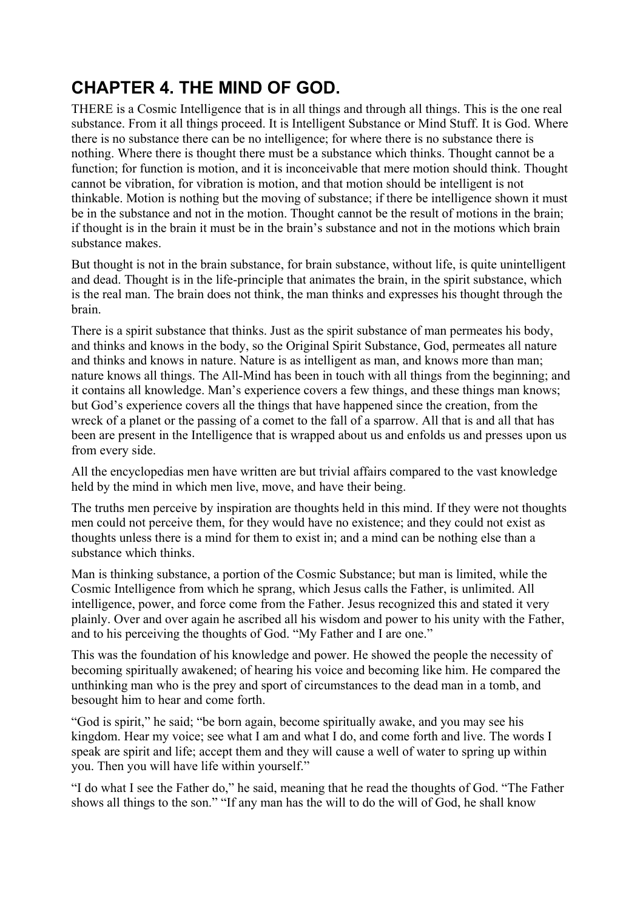## CHAPTER 4. THE MIND OF GOD.

THERE is a Cosmic Intelligence that is in all things and through all things. This is the one real substance. From it all things proceed. It is Intelligent Substance or Mind Stuff. It is God. Where there is no substance there can be no intelligence; for where there is no substance there is nothing. Where there is thought there must be a substance which thinks. Thought cannot be a function; for function is motion, and it is inconceivable that mere motion should think. Thought cannot be vibration, for vibration is motion, and that motion should be intelligent is not thinkable. Motion is nothing but the moving of substance; if there be intelligence shown it must be in the substance and not in the motion. Thought cannot be the result of motions in the brain; if thought is in the brain it must be in the brain's substance and not in the motions which brain substance makes.

But thought is not in the brain substance, for brain substance, without life, is quite unintelligent and dead. Thought is in the life-principle that animates the brain, in the spirit substance, which is the real man. The brain does not think, the man thinks and expresses his thought through the brain.

There is a spirit substance that thinks. Just as the spirit substance of man permeates his body, and thinks and knows in the body, so the Original Spirit Substance, God, permeates all nature and thinks and knows in nature. Nature is as intelligent as man, and knows more than man; nature knows all things. The All-Mind has been in touch with all things from the beginning; and it contains all knowledge. Man's experience covers a few things, and these things man knows; but God's experience covers all the things that have happened since the creation, from the wreck of a planet or the passing of a comet to the fall of a sparrow. All that is and all that has been are present in the Intelligence that is wrapped about us and enfolds us and presses upon us from every side.

All the encyclopedias men have written are but trivial affairs compared to the vast knowledge held by the mind in which men live, move, and have their being.

The truths men perceive by inspiration are thoughts held in this mind. If they were not thoughts men could not perceive them, for they would have no existence; and they could not exist as thoughts unless there is a mind for them to exist in; and a mind can be nothing else than a substance which thinks.

Man is thinking substance, a portion of the Cosmic Substance; but man is limited, while the Cosmic Intelligence from which he sprang, which Jesus calls the Father, is unlimited. All intelligence, power, and force come from the Father. Jesus recognized this and stated it very plainly. Over and over again he ascribed all his wisdom and power to his unity with the Father, and to his perceiving the thoughts of God. "My Father and I are one."

This was the foundation of his knowledge and power. He showed the people the necessity of becoming spiritually awakened; of hearing his voice and becoming like him. He compared the unthinking man who is the prey and sport of circumstances to the dead man in a tomb, and besought him to hear and come forth.

"God is spirit," he said; "be born again, become spiritually awake, and you may see his kingdom. Hear my voice; see what I am and what I do, and come forth and live. The words I speak are spirit and life; accept them and they will cause a well of water to spring up within you. Then you will have life within yourself."

"I do what I see the Father do," he said, meaning that he read the thoughts of God. "The Father shows all things to the son." "If any man has the will to do the will of God, he shall know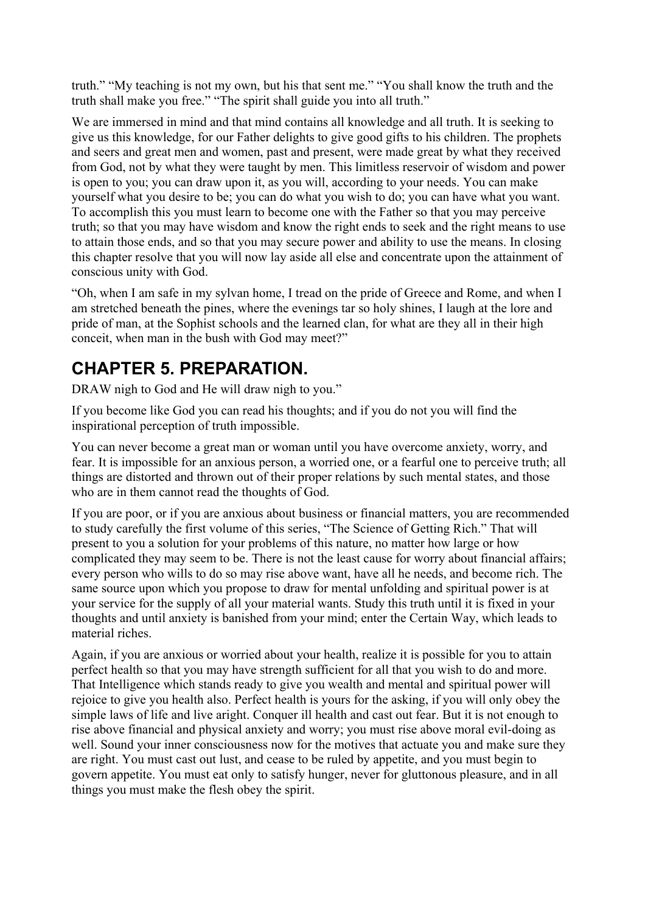truth." "My teaching is not my own, but his that sent me." "You shall know the truth and the truth shall make you free." "The spirit shall guide you into all truth."

We are immersed in mind and that mind contains all knowledge and all truth. It is seeking to give us this knowledge, for our Father delights to give good gifts to his children. The prophets and seers and great men and women, past and present, were made great by what they received from God, not by what they were taught by men. This limitless reservoir of wisdom and power is open to you; you can draw upon it, as you will, according to your needs. You can make yourself what you desire to be; you can do what you wish to do; you can have what you want. To accomplish this you must learn to become one with the Father so that you may perceive truth; so that you may have wisdom and know the right ends to seek and the right means to use to attain those ends, and so that you may secure power and ability to use the means. In closing this chapter resolve that you will now lay aside all else and concentrate upon the attainment of conscious unity with God.

"Oh, when I am safe in my sylvan home, I tread on the pride of Greece and Rome, and when I am stretched beneath the pines, where the evenings tar so holy shines, I laugh at the lore and pride of man, at the Sophist schools and the learned clan, for what are they all in their high conceit, when man in the bush with God may meet?"

## CHAPTER 5. PREPARATION.

DRAW nigh to God and He will draw nigh to you."

If you become like God you can read his thoughts; and if you do not you will find the inspirational perception of truth impossible.

You can never become a great man or woman until you have overcome anxiety, worry, and fear. It is impossible for an anxious person, a worried one, or a fearful one to perceive truth; all things are distorted and thrown out of their proper relations by such mental states, and those who are in them cannot read the thoughts of God.

If you are poor, or if you are anxious about business or financial matters, you are recommended to study carefully the first volume of this series, "The Science of Getting Rich." That will present to you a solution for your problems of this nature, no matter how large or how complicated they may seem to be. There is not the least cause for worry about financial affairs; every person who wills to do so may rise above want, have all he needs, and become rich. The same source upon which you propose to draw for mental unfolding and spiritual power is at your service for the supply of all your material wants. Study this truth until it is fixed in your thoughts and until anxiety is banished from your mind; enter the Certain Way, which leads to material riches.

Again, if you are anxious or worried about your health, realize it is possible for you to attain perfect health so that you may have strength sufficient for all that you wish to do and more. That Intelligence which stands ready to give you wealth and mental and spiritual power will rejoice to give you health also. Perfect health is yours for the asking, if you will only obey the simple laws of life and live aright. Conquer ill health and cast out fear. But it is not enough to rise above financial and physical anxiety and worry; you must rise above moral evil-doing as well. Sound your inner consciousness now for the motives that actuate you and make sure they are right. You must cast out lust, and cease to be ruled by appetite, and you must begin to govern appetite. You must eat only to satisfy hunger, never for gluttonous pleasure, and in all things you must make the flesh obey the spirit.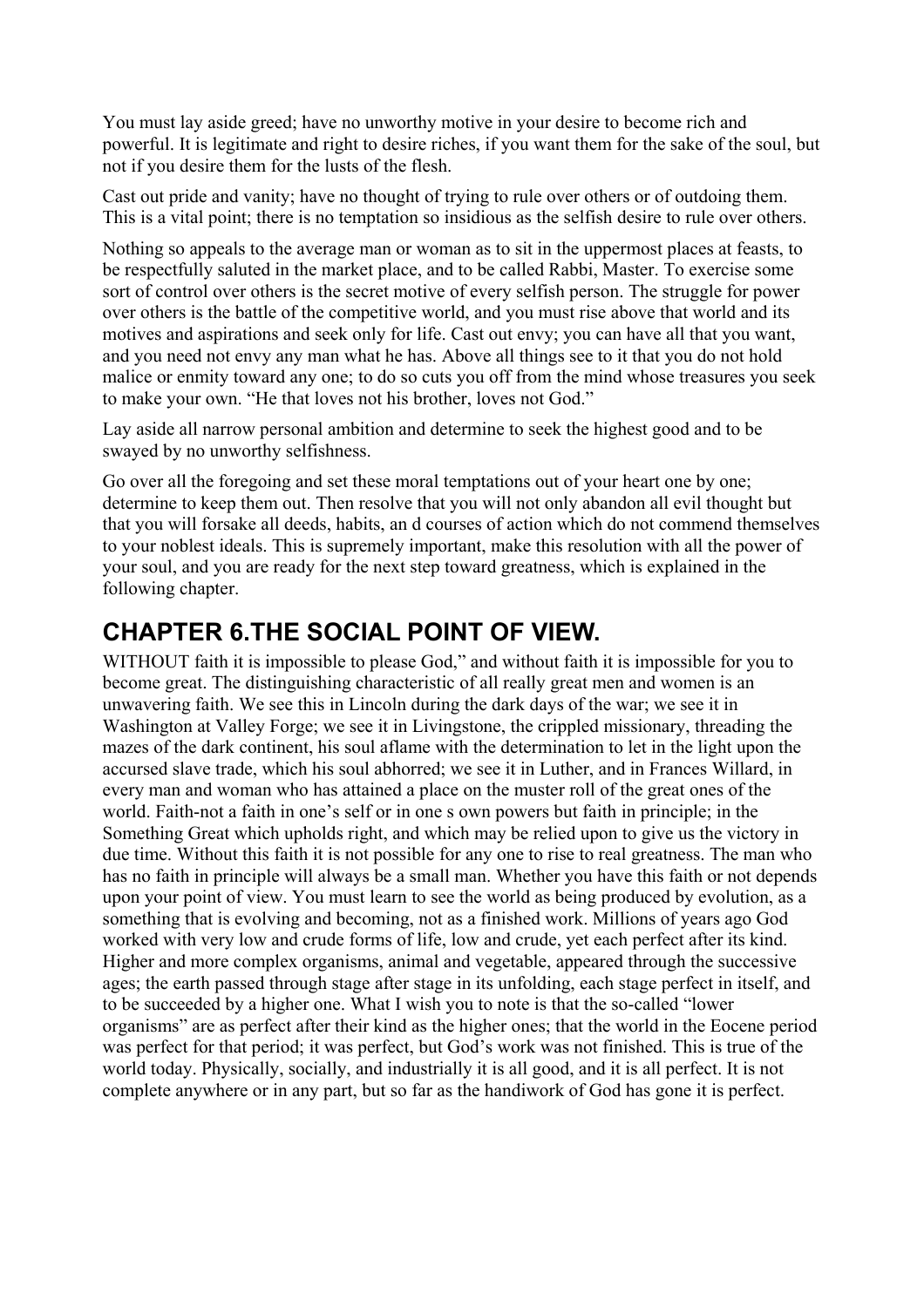You must lay aside greed; have no unworthy motive in your desire to become rich and powerful. It is legitimate and right to desire riches, if you want them for the sake of the soul, but not if you desire them for the lusts of the flesh.

Cast out pride and vanity; have no thought of trying to rule over others or of outdoing them. This is a vital point; there is no temptation so insidious as the selfish desire to rule over others.

Nothing so appeals to the average man or woman as to sit in the uppermost places at feasts, to be respectfully saluted in the market place, and to be called Rabbi, Master. To exercise some sort of control over others is the secret motive of every selfish person. The struggle for power over others is the battle of the competitive world, and you must rise above that world and its motives and aspirations and seek only for life. Cast out envy; you can have all that you want, and you need not envy any man what he has. Above all things see to it that you do not hold malice or enmity toward any one; to do so cuts you off from the mind whose treasures you seek to make your own. "He that loves not his brother, loves not God."

Lay aside all narrow personal ambition and determine to seek the highest good and to be swayed by no unworthy selfishness.

Go over all the foregoing and set these moral temptations out of your heart one by one; determine to keep them out. Then resolve that you will not only abandon all evil thought but that you will forsake all deeds, habits, an d courses of action which do not commend themselves to your noblest ideals. This is supremely important, make this resolution with all the power of your soul, and you are ready for the next step toward greatness, which is explained in the following chapter.

## CHAPTER 6.THE SOCIAL POINT OF VIEW.

WITHOUT faith it is impossible to please God," and without faith it is impossible for you to become great. The distinguishing characteristic of all really great men and women is an unwavering faith. We see this in Lincoln during the dark days of the war; we see it in Washington at Valley Forge; we see it in Livingstone, the crippled missionary, threading the mazes of the dark continent, his soul aflame with the determination to let in the light upon the accursed slave trade, which his soul abhorred; we see it in Luther, and in Frances Willard, in every man and woman who has attained a place on the muster roll of the great ones of the world. Faith-not a faith in one's self or in one s own powers but faith in principle; in the Something Great which upholds right, and which may be relied upon to give us the victory in due time. Without this faith it is not possible for any one to rise to real greatness. The man who has no faith in principle will always be a small man. Whether you have this faith or not depends upon your point of view. You must learn to see the world as being produced by evolution, as a something that is evolving and becoming, not as a finished work. Millions of years ago God worked with very low and crude forms of life, low and crude, yet each perfect after its kind. Higher and more complex organisms, animal and vegetable, appeared through the successive ages; the earth passed through stage after stage in its unfolding, each stage perfect in itself, and to be succeeded by a higher one. What I wish you to note is that the so-called "lower organisms" are as perfect after their kind as the higher ones; that the world in the Eocene period was perfect for that period; it was perfect, but God's work was not finished. This is true of the world today. Physically, socially, and industrially it is all good, and it is all perfect. It is not complete anywhere or in any part, but so far as the handiwork of God has gone it is perfect.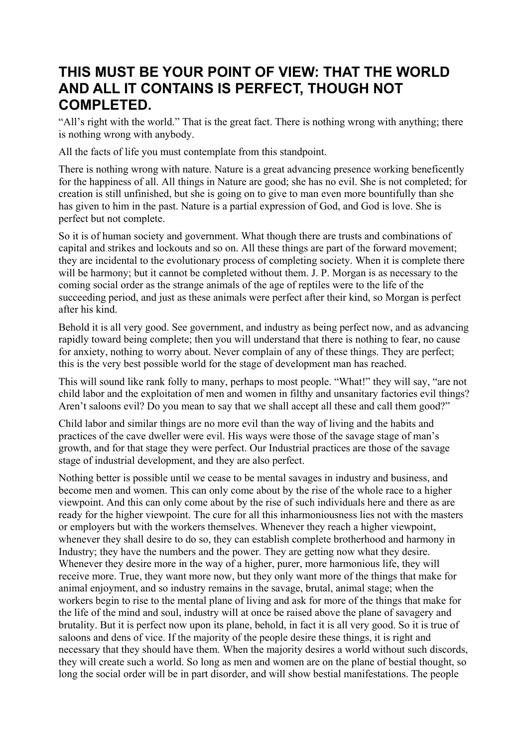## THIS MUST BE YOUR POINT OF VIEW: THAT THE WORLD AND ALL IT CONTAINS IS PERFECT, THOUGH NOT COMPLETED.

"All's right with the world." That is the great fact. There is nothing wrong with anything; there is nothing wrong with anybody.

All the facts of life you must contemplate from this standpoint.

There is nothing wrong with nature. Nature is a great advancing presence working beneficently for the happiness of all. All things in Nature are good; she has no evil. She is not completed; for creation is still unfinished, but she is going on to give to man even more bountifully than she has given to him in the past. Nature is a partial expression of God, and God is love. She is perfect but not complete.

So it is of human society and government. What though there are trusts and combinations of capital and strikes and lockouts and so on. All these things are part of the forward movement; they are incidental to the evolutionary process of completing society. When it is complete there will be harmony; but it cannot be completed without them. J. P. Morgan is as necessary to the coming social order as the strange animals of the age of reptiles were to the life of the succeeding period, and just as these animals were perfect after their kind, so Morgan is perfect after his kind.

Behold it is all very good. See government, and industry as being perfect now, and as advancing rapidly toward being complete; then you will understand that there is nothing to fear, no cause for anxiety, nothing to worry about. Never complain of any of these things. They are perfect; this is the very best possible world for the stage of development man has reached.

This will sound like rank folly to many, perhaps to most people. "What!" they will say, "are not child labor and the exploitation of men and women in filthy and unsanitary factories evil things? Aren't saloons evil? Do you mean to say that we shall accept all these and call them good?"

Child labor and similar things are no more evil than the way of living and the habits and practices of the cave dweller were evil. His ways were those of the savage stage of man's growth, and for that stage they were perfect. Our Industrial practices are those of the savage stage of industrial development, and they are also perfect.

Nothing better is possible until we cease to be mental savages in industry and business, and become men and women. This can only come about by the rise of the whole race to a higher viewpoint. And this can only come about by the rise of such individuals here and there as are ready for the higher viewpoint. The cure for all this inharmoniousness lies not with the masters or employers but with the workers themselves. Whenever they reach a higher viewpoint, whenever they shall desire to do so, they can establish complete brotherhood and harmony in Industry; they have the numbers and the power. They are getting now what they desire. Whenever they desire more in the way of a higher, purer, more harmonious life, they will receive more. True, they want more now, but they only want more of the things that make for animal enjoyment, and so industry remains in the savage, brutal, animal stage; when the workers begin to rise to the mental plane of living and ask for more of the things that make for the life of the mind and soul, industry will at once be raised above the plane of savagery and brutality. But it is perfect now upon its plane, behold, in fact it is all very good. So it is true of saloons and dens of vice. If the majority of the people desire these things, it is right and necessary that they should have them. When the majority desires a world without such discords, they will create such a world. So long as men and women are on the plane of bestial thought, so long the social order will be in part disorder, and will show bestial manifestations. The people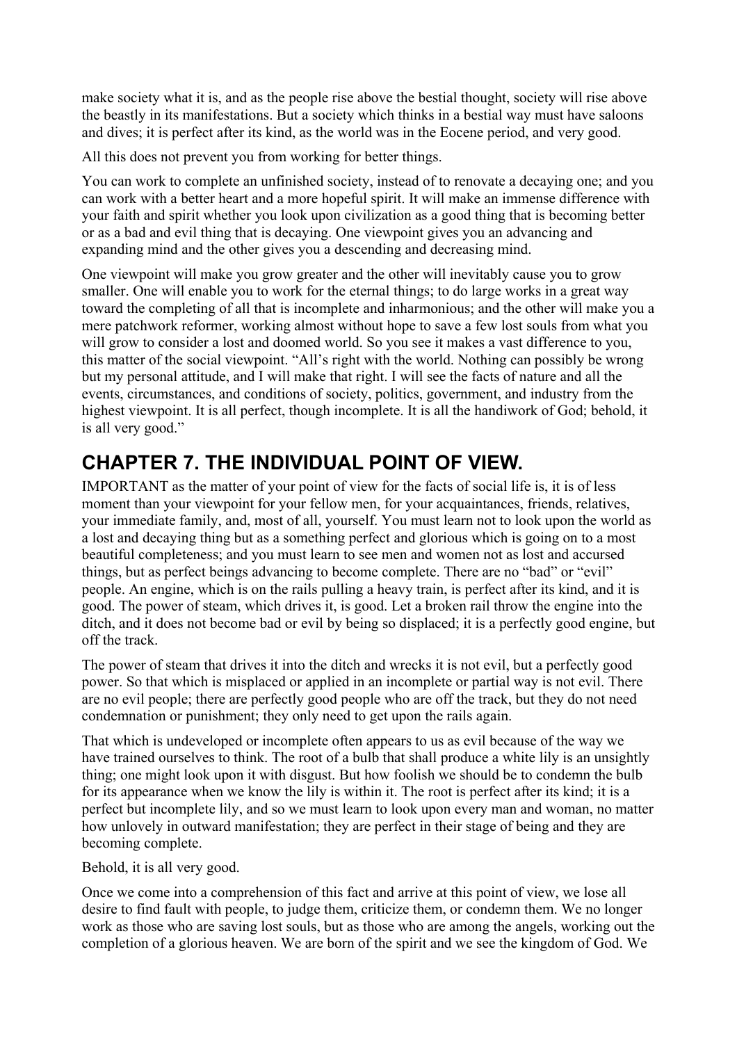make society what it is, and as the people rise above the bestial thought, society will rise above the beastly in its manifestations. But a society which thinks in a bestial way must have saloons and dives; it is perfect after its kind, as the world was in the Eocene period, and very good.

All this does not prevent you from working for better things.

You can work to complete an unfinished society, instead of to renovate a decaying one; and you can work with a better heart and a more hopeful spirit. It will make an immense difference with your faith and spirit whether you look upon civilization as a good thing that is becoming better or as a bad and evil thing that is decaying. One viewpoint gives you an advancing and expanding mind and the other gives you a descending and decreasing mind.

One viewpoint will make you grow greater and the other will inevitably cause you to grow smaller. One will enable you to work for the eternal things; to do large works in a great way toward the completing of all that is incomplete and inharmonious; and the other will make you a mere patchwork reformer, working almost without hope to save a few lost souls from what you will grow to consider a lost and doomed world. So you see it makes a vast difference to you, this matter of the social viewpoint. "All's right with the world. Nothing can possibly be wrong but my personal attitude, and I will make that right. I will see the facts of nature and all the events, circumstances, and conditions of society, politics, government, and industry from the highest viewpoint. It is all perfect, though incomplete. It is all the handiwork of God; behold, it is all very good."

## CHAPTER 7. THE INDIVIDUAL POINT OF VIEW.

IMPORTANT as the matter of your point of view for the facts of social life is, it is of less moment than your viewpoint for your fellow men, for your acquaintances, friends, relatives, your immediate family, and, most of all, yourself. You must learn not to look upon the world as a lost and decaying thing but as a something perfect and glorious which is going on to a most beautiful completeness; and you must learn to see men and women not as lost and accursed things, but as perfect beings advancing to become complete. There are no "bad" or "evil" people. An engine, which is on the rails pulling a heavy train, is perfect after its kind, and it is good. The power of steam, which drives it, is good. Let a broken rail throw the engine into the ditch, and it does not become bad or evil by being so displaced; it is a perfectly good engine, but off the track.

The power of steam that drives it into the ditch and wrecks it is not evil, but a perfectly good power. So that which is misplaced or applied in an incomplete or partial way is not evil. There are no evil people; there are perfectly good people who are off the track, but they do not need condemnation or punishment; they only need to get upon the rails again.

That which is undeveloped or incomplete often appears to us as evil because of the way we have trained ourselves to think. The root of a bulb that shall produce a white lily is an unsightly thing; one might look upon it with disgust. But how foolish we should be to condemn the bulb for its appearance when we know the lily is within it. The root is perfect after its kind; it is a perfect but incomplete lily, and so we must learn to look upon every man and woman, no matter how unlovely in outward manifestation; they are perfect in their stage of being and they are becoming complete.

Behold, it is all very good.

Once we come into a comprehension of this fact and arrive at this point of view, we lose all desire to find fault with people, to judge them, criticize them, or condemn them. We no longer work as those who are saving lost souls, but as those who are among the angels, working out the completion of a glorious heaven. We are born of the spirit and we see the kingdom of God. We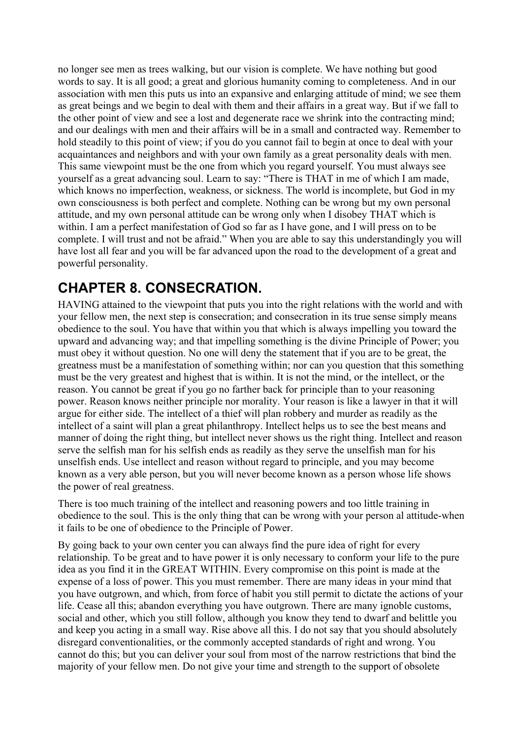no longer see men as trees walking, but our vision is complete. We have nothing but good words to say. It is all good; a great and glorious humanity coming to completeness. And in our association with men this puts us into an expansive and enlarging attitude of mind; we see them as great beings and we begin to deal with them and their affairs in a great way. But if we fall to the other point of view and see a lost and degenerate race we shrink into the contracting mind; and our dealings with men and their affairs will be in a small and contracted way. Remember to hold steadily to this point of view; if you do you cannot fail to begin at once to deal with your acquaintances and neighbors and with your own family as a great personality deals with men. This same viewpoint must be the one from which you regard yourself. You must always see yourself as a great advancing soul. Learn to say: "There is THAT in me of which I am made, which knows no imperfection, weakness, or sickness. The world is incomplete, but God in my own consciousness is both perfect and complete. Nothing can be wrong but my own personal attitude, and my own personal attitude can be wrong only when I disobey THAT which is within. I am a perfect manifestation of God so far as I have gone, and I will press on to be complete. I will trust and not be afraid." When you are able to say this understandingly you will have lost all fear and you will be far advanced upon the road to the development of a great and powerful personality.

## CHAPTER 8. CONSECRATION.

HAVING attained to the viewpoint that puts you into the right relations with the world and with your fellow men, the next step is consecration; and consecration in its true sense simply means obedience to the soul. You have that within you that which is always impelling you toward the upward and advancing way; and that impelling something is the divine Principle of Power; you must obey it without question. No one will deny the statement that if you are to be great, the greatness must be a manifestation of something within; nor can you question that this something must be the very greatest and highest that is within. It is not the mind, or the intellect, or the reason. You cannot be great if you go no farther back for principle than to your reasoning power. Reason knows neither principle nor morality. Your reason is like a lawyer in that it will argue for either side. The intellect of a thief will plan robbery and murder as readily as the intellect of a saint will plan a great philanthropy. Intellect helps us to see the best means and manner of doing the right thing, but intellect never shows us the right thing. Intellect and reason serve the selfish man for his selfish ends as readily as they serve the unselfish man for his unselfish ends. Use intellect and reason without regard to principle, and you may become known as a very able person, but you will never become known as a person whose life shows the power of real greatness.

There is too much training of the intellect and reasoning powers and too little training in obedience to the soul. This is the only thing that can be wrong with your person al attitude-when it fails to be one of obedience to the Principle of Power.

By going back to your own center you can always find the pure idea of right for every relationship. To be great and to have power it is only necessary to conform your life to the pure idea as you find it in the GREAT WITHIN. Every compromise on this point is made at the expense of a loss of power. This you must remember. There are many ideas in your mind that you have outgrown, and which, from force of habit you still permit to dictate the actions of your life. Cease all this; abandon everything you have outgrown. There are many ignoble customs, social and other, which you still follow, although you know they tend to dwarf and belittle you and keep you acting in a small way. Rise above all this. I do not say that you should absolutely disregard conventionalities, or the commonly accepted standards of right and wrong. You cannot do this; but you can deliver your soul from most of the narrow restrictions that bind the majority of your fellow men. Do not give your time and strength to the support of obsolete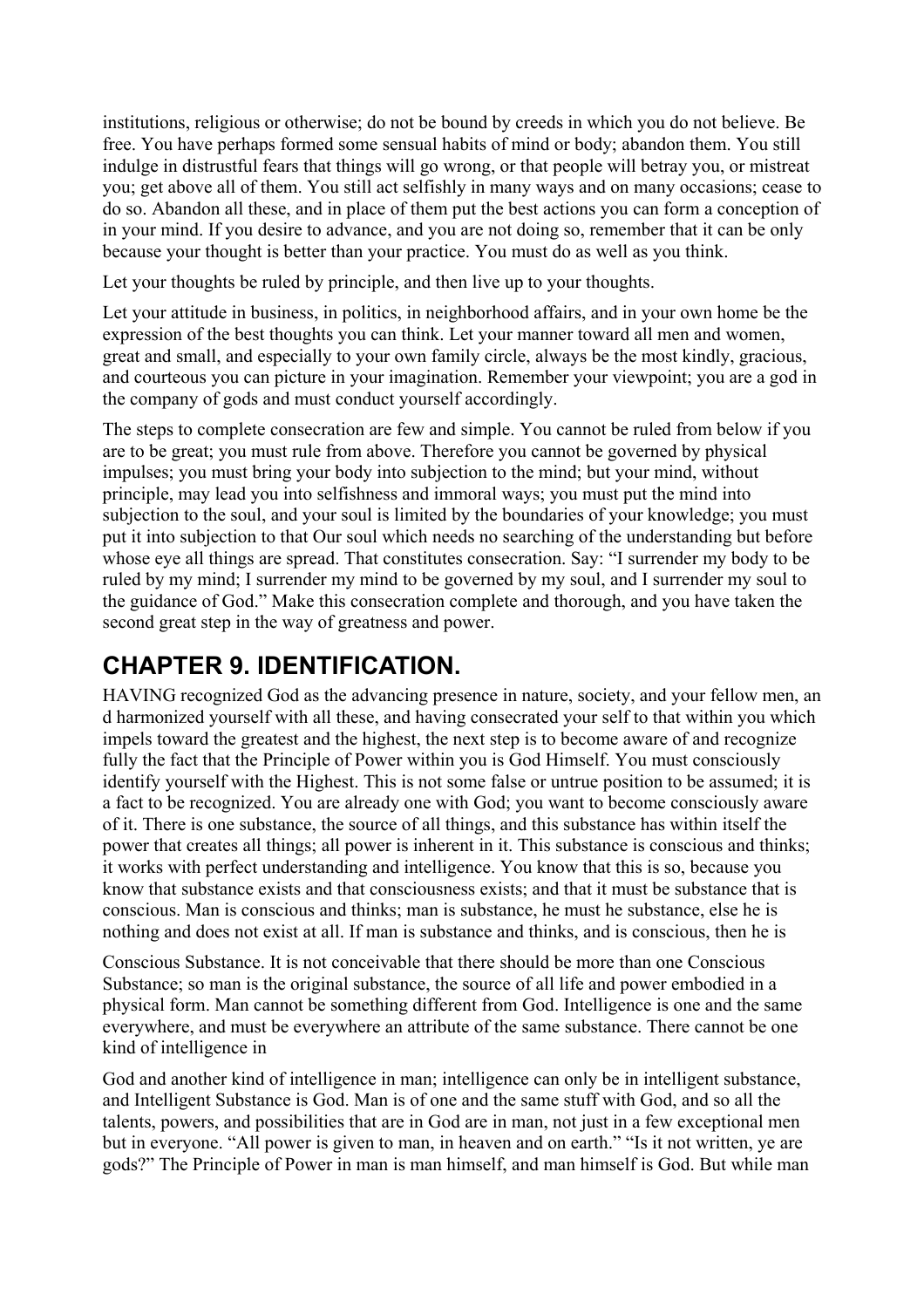institutions, religious or otherwise; do not be bound by creeds in which you do not believe. Be free. You have perhaps formed some sensual habits of mind or body; abandon them. You still indulge in distrustful fears that things will go wrong, or that people will betray you, or mistreat you; get above all of them. You still act selfishly in many ways and on many occasions; cease to do so. Abandon all these, and in place of them put the best actions you can form a conception of in your mind. If you desire to advance, and you are not doing so, remember that it can be only because your thought is better than your practice. You must do as well as you think.

Let your thoughts be ruled by principle, and then live up to your thoughts.

Let your attitude in business, in politics, in neighborhood affairs, and in your own home be the expression of the best thoughts you can think. Let your manner toward all men and women, great and small, and especially to your own family circle, always be the most kindly, gracious, and courteous you can picture in your imagination. Remember your viewpoint; you are a god in the company of gods and must conduct yourself accordingly.

The steps to complete consecration are few and simple. You cannot be ruled from below if you are to be great; you must rule from above. Therefore you cannot be governed by physical impulses; you must bring your body into subjection to the mind; but your mind, without principle, may lead you into selfishness and immoral ways; you must put the mind into subjection to the soul, and your soul is limited by the boundaries of your knowledge; you must put it into subjection to that Our soul which needs no searching of the understanding but before whose eye all things are spread. That constitutes consecration. Say: "I surrender my body to be ruled by my mind; I surrender my mind to be governed by my soul, and I surrender my soul to the guidance of God." Make this consecration complete and thorough, and you have taken the second great step in the way of greatness and power.

## CHAPTER 9. IDENTIFICATION.

HAVING recognized God as the advancing presence in nature, society, and your fellow men, an d harmonized yourself with all these, and having consecrated your self to that within you which impels toward the greatest and the highest, the next step is to become aware of and recognize fully the fact that the Principle of Power within you is God Himself. You must consciously identify yourself with the Highest. This is not some false or untrue position to be assumed; it is a fact to be recognized. You are already one with God; you want to become consciously aware of it. There is one substance, the source of all things, and this substance has within itself the power that creates all things; all power is inherent in it. This substance is conscious and thinks; it works with perfect understanding and intelligence. You know that this is so, because you know that substance exists and that consciousness exists; and that it must be substance that is conscious. Man is conscious and thinks; man is substance, he must he substance, else he is nothing and does not exist at all. If man is substance and thinks, and is conscious, then he is

Conscious Substance. It is not conceivable that there should be more than one Conscious Substance; so man is the original substance, the source of all life and power embodied in a physical form. Man cannot be something different from God. Intelligence is one and the same everywhere, and must be everywhere an attribute of the same substance. There cannot be one kind of intelligence in

God and another kind of intelligence in man; intelligence can only be in intelligent substance, and Intelligent Substance is God. Man is of one and the same stuff with God, and so all the talents, powers, and possibilities that are in God are in man, not just in a few exceptional men but in everyone. "All power is given to man, in heaven and on earth." "Is it not written, ye are gods?" The Principle of Power in man is man himself, and man himself is God. But while man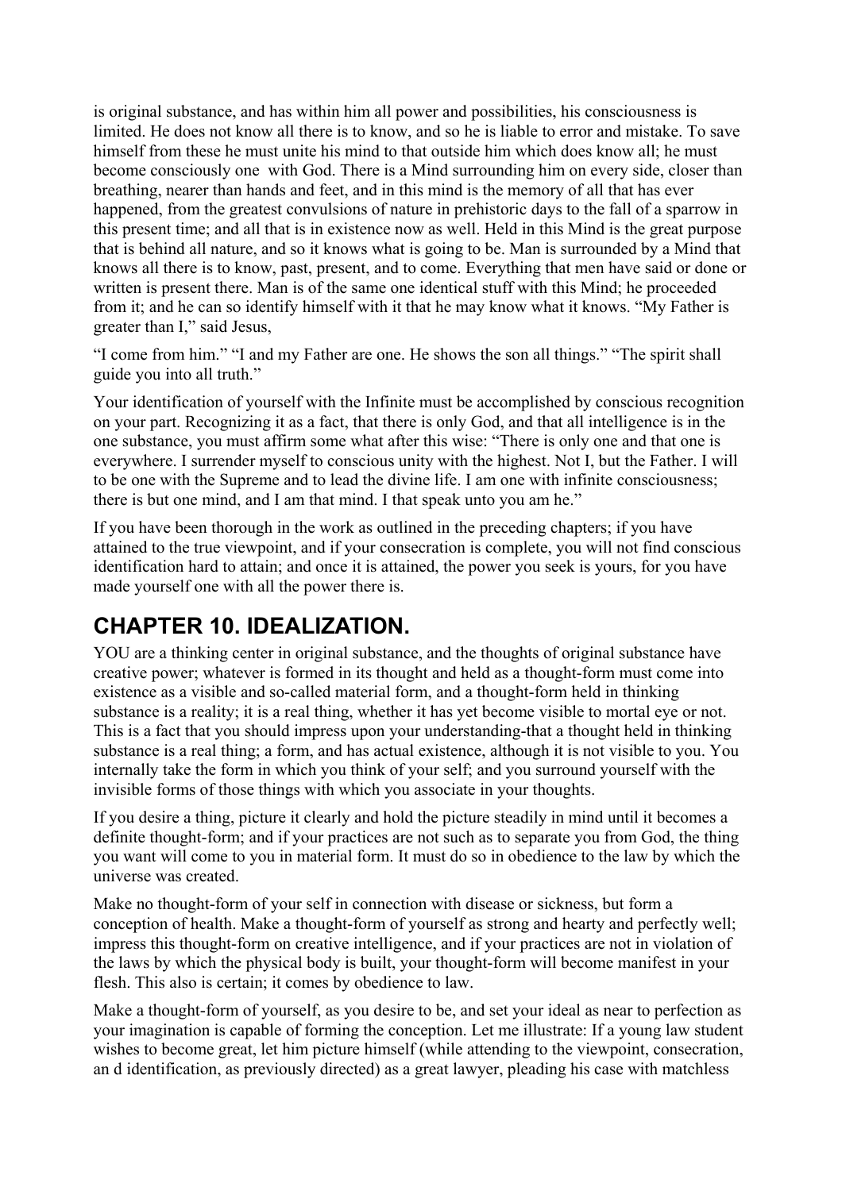is original substance, and has within him all power and possibilities, his consciousness is limited. He does not know all there is to know, and so he is liable to error and mistake. To save himself from these he must unite his mind to that outside him which does know all; he must become consciously one with God. There is a Mind surrounding him on every side, closer than breathing, nearer than hands and feet, and in this mind is the memory of all that has ever happened, from the greatest convulsions of nature in prehistoric days to the fall of a sparrow in this present time; and all that is in existence now as well. Held in this Mind is the great purpose that is behind all nature, and so it knows what is going to be. Man is surrounded by a Mind that knows all there is to know, past, present, and to come. Everything that men have said or done or written is present there. Man is of the same one identical stuff with this Mind; he proceeded from it; and he can so identify himself with it that he may know what it knows. "My Father is greater than I," said Jesus,

"I come from him." "I and my Father are one. He shows the son all things." "The spirit shall guide you into all truth."

Your identification of yourself with the Infinite must be accomplished by conscious recognition on your part. Recognizing it as a fact, that there is only God, and that all intelligence is in the one substance, you must affirm some what after this wise: "There is only one and that one is everywhere. I surrender myself to conscious unity with the highest. Not I, but the Father. I will to be one with the Supreme and to lead the divine life. I am one with infinite consciousness; there is but one mind, and I am that mind. I that speak unto you am he."

If you have been thorough in the work as outlined in the preceding chapters; if you have attained to the true viewpoint, and if your consecration is complete, you will not find conscious identification hard to attain; and once it is attained, the power you seek is yours, for you have made yourself one with all the power there is.

## CHAPTER 10. IDEALIZATION.

YOU are a thinking center in original substance, and the thoughts of original substance have creative power; whatever is formed in its thought and held as a thought-form must come into existence as a visible and so-called material form, and a thought-form held in thinking substance is a reality; it is a real thing, whether it has yet become visible to mortal eye or not. This is a fact that you should impress upon your understanding-that a thought held in thinking substance is a real thing; a form, and has actual existence, although it is not visible to you. You internally take the form in which you think of your self; and you surround yourself with the invisible forms of those things with which you associate in your thoughts.

If you desire a thing, picture it clearly and hold the picture steadily in mind until it becomes a definite thought-form; and if your practices are not such as to separate you from God, the thing you want will come to you in material form. It must do so in obedience to the law by which the universe was created.

Make no thought-form of your self in connection with disease or sickness, but form a conception of health. Make a thought-form of yourself as strong and hearty and perfectly well; impress this thought-form on creative intelligence, and if your practices are not in violation of the laws by which the physical body is built, your thought-form will become manifest in your flesh. This also is certain; it comes by obedience to law.

Make a thought-form of yourself, as you desire to be, and set your ideal as near to perfection as your imagination is capable of forming the conception. Let me illustrate: If a young law student wishes to become great, let him picture himself (while attending to the viewpoint, consecration, an d identification, as previously directed) as a great lawyer, pleading his case with matchless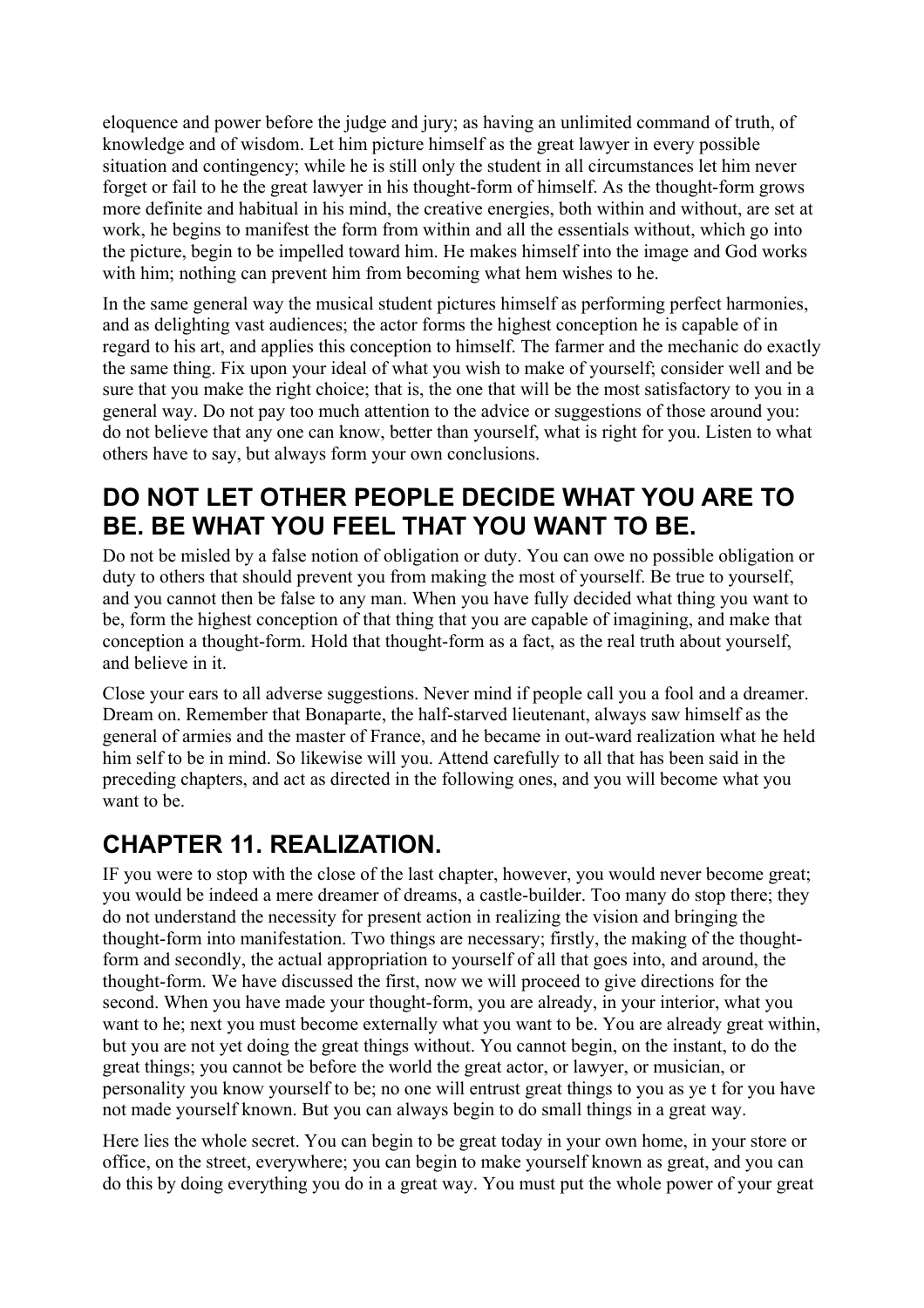eloquence and power before the judge and jury; as having an unlimited command of truth, of knowledge and of wisdom. Let him picture himself as the great lawyer in every possible situation and contingency; while he is still only the student in all circumstances let him never forget or fail to he the great lawyer in his thought-form of himself. As the thought-form grows more definite and habitual in his mind, the creative energies, both within and without, are set at work, he begins to manifest the form from within and all the essentials without, which go into the picture, begin to be impelled toward him. He makes himself into the image and God works with him; nothing can prevent him from becoming what hem wishes to he.

In the same general way the musical student pictures himself as performing perfect harmonies, and as delighting vast audiences; the actor forms the highest conception he is capable of in regard to his art, and applies this conception to himself. The farmer and the mechanic do exactly the same thing. Fix upon your ideal of what you wish to make of yourself; consider well and be sure that you make the right choice; that is, the one that will be the most satisfactory to you in a general way. Do not pay too much attention to the advice or suggestions of those around you: do not believe that any one can know, better than yourself, what is right for you. Listen to what others have to say, but always form your own conclusions.

## DO NOT LET OTHER PEOPLE DECIDE WHAT YOU ARE TO BE. BE WHAT YOU FEEL THAT YOU WANT TO BE.

Do not be misled by a false notion of obligation or duty. You can owe no possible obligation or duty to others that should prevent you from making the most of yourself. Be true to yourself, and you cannot then be false to any man. When you have fully decided what thing you want to be, form the highest conception of that thing that you are capable of imagining, and make that conception a thought-form. Hold that thought-form as a fact, as the real truth about yourself, and believe in it.

Close your ears to all adverse suggestions. Never mind if people call you a fool and a dreamer. Dream on. Remember that Bonaparte, the half-starved lieutenant, always saw himself as the general of armies and the master of France, and he became in out-ward realization what he held him self to be in mind. So likewise will you. Attend carefully to all that has been said in the preceding chapters, and act as directed in the following ones, and you will become what you want to be.

## CHAPTER 11. REALIZATION.

IF you were to stop with the close of the last chapter, however, you would never become great; you would be indeed a mere dreamer of dreams, a castle-builder. Too many do stop there; they do not understand the necessity for present action in realizing the vision and bringing the thought-form into manifestation. Two things are necessary; firstly, the making of the thought-form and secondly, the actual appropriation to yourself of all that goes into, and around, the thought-form. We have discussed the first, now we will proceed to give directions for the second. When you have made your thought-form, you are already, in your interior, what you want to he; next you must become externally what you want to be. You are already great within, but you are not yet doing the great things without. You cannot begin, on the instant, to do the great things; you cannot be before the world the great actor, or lawyer, or musician, or personality you know yourself to be; no one will entrust great things to you as ye t for you have not made yourself known. But you can always begin to do small things in a great way.

Here lies the whole secret. You can begin to be great today in your own home, in your store or office, on the street, everywhere; you can begin to make yourself known as great, and you can do this by doing everything you do in a great way. You must put the whole power of your great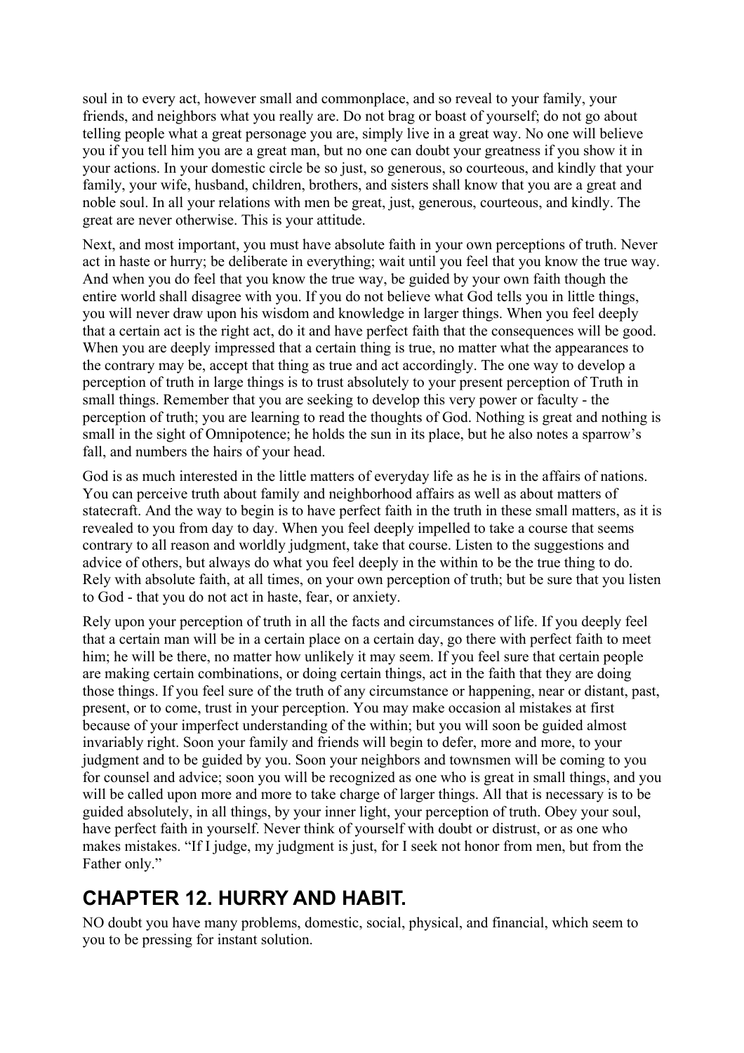soul in to every act, however small and commonplace, and so reveal to your family, your friends, and neighbors what you really are. Do not brag or boast of yourself; do not go about telling people what a great personage you are, simply live in a great way. No one will believe you if you tell him you are a great man, but no one can doubt your greatness if you show it in your actions. In your domestic circle be so just, so generous, so courteous, and kindly that your family, your wife, husband, children, brothers, and sisters shall know that you are a great and noble soul. In all your relations with men be great, just, generous, courteous, and kindly. The great are never otherwise. This is your attitude.

Next, and most important, you must have absolute faith in your own perceptions of truth. Never act in haste or hurry; be deliberate in everything; wait until you feel that you know the true way. And when you do feel that you know the true way, be guided by your own faith though the entire world shall disagree with you. If you do not believe what God tells you in little things, you will never draw upon his wisdom and knowledge in larger things. When you feel deeply that a certain act is the right act, do it and have perfect faith that the consequences will be good. When you are deeply impressed that a certain thing is true, no matter what the appearances to the contrary may be, accept that thing as true and act accordingly. The one way to develop a perception of truth in large things is to trust absolutely to your present perception of Truth in small things. Remember that you are seeking to develop this very power or faculty - the perception of truth; you are learning to read the thoughts of God. Nothing is great and nothing is small in the sight of Omnipotence; he holds the sun in its place, but he also notes a sparrow's fall, and numbers the hairs of your head.

God is as much interested in the little matters of everyday life as he is in the affairs of nations. You can perceive truth about family and neighborhood affairs as well as about matters of statecraft. And the way to begin is to have perfect faith in the truth in these small matters, as it is revealed to you from day to day. When you feel deeply impelled to take a course that seems contrary to all reason and worldly judgment, take that course. Listen to the suggestions and advice of others, but always do what you feel deeply in the within to be the true thing to do. Rely with absolute faith, at all times, on your own perception of truth; but be sure that you listen to God - that you do not act in haste, fear, or anxiety.

Rely upon your perception of truth in all the facts and circumstances of life. If you deeply feel that a certain man will be in a certain place on a certain day, go there with perfect faith to meet him; he will be there, no matter how unlikely it may seem. If you feel sure that certain people are making certain combinations, or doing certain things, act in the faith that they are doing those things. If you feel sure of the truth of any circumstance or happening, near or distant, past, present, or to come, trust in your perception. You may make occasion al mistakes at first because of your imperfect understanding of the within; but you will soon be guided almost invariably right. Soon your family and friends will begin to defer, more and more, to your judgment and to be guided by you. Soon your neighbors and townsmen will be coming to you for counsel and advice; soon you will be recognized as one who is great in small things, and you will be called upon more and more to take charge of larger things. All that is necessary is to be guided absolutely, in all things, by your inner light, your perception of truth. Obey your soul, have perfect faith in yourself. Never think of yourself with doubt or distrust, or as one who makes mistakes. "If I judge, my judgment is just, for I seek not honor from men, but from the Father only."

## CHAPTER 12. HURRY AND HABIT.

NO doubt you have many problems, domestic, social, physical, and financial, which seem to you to be pressing for instant solution.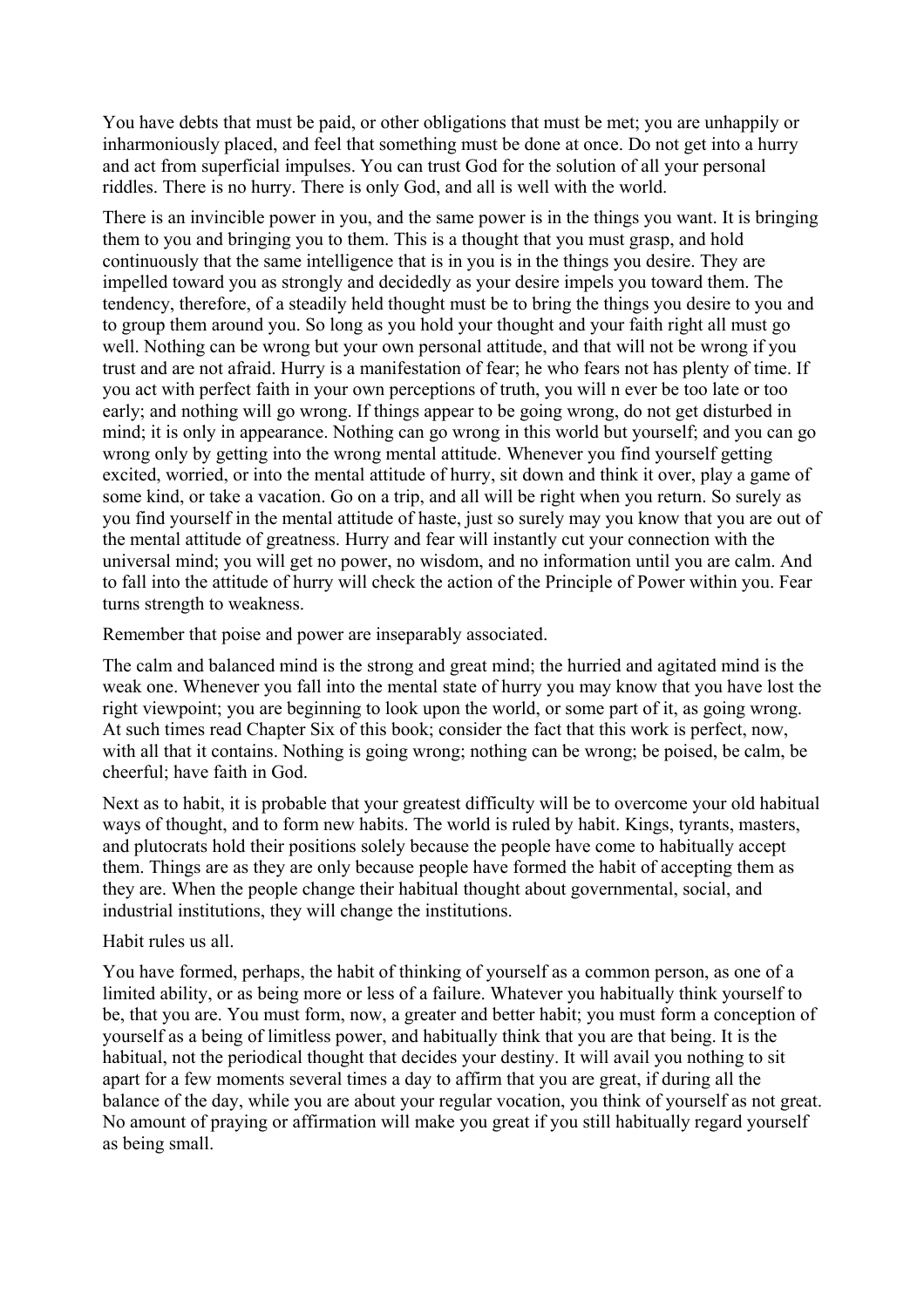You have debts that must be paid, or other obligations that must be met; you are unhappily or inharmoniously placed, and feel that something must be done at once. Do not get into a hurry and act from superficial impulses. You can trust God for the solution of all your personal riddles. There is no hurry. There is only God, and all is well with the world.

There is an invincible power in you, and the same power is in the things you want. It is bringing them to you and bringing you to them. This is a thought that you must grasp, and hold continuously that the same intelligence that is in you is in the things you desire. They are impelled toward you as strongly and decidedly as your desire impels you toward them. The tendency, therefore, of a steadily held thought must be to bring the things you desire to you and to group them around you. So long as you hold your thought and your faith right all must go well. Nothing can be wrong but your own personal attitude, and that will not be wrong if you trust and are not afraid. Hurry is a manifestation of fear; he who fears not has plenty of time. If you act with perfect faith in your own perceptions of truth, you will n ever be too late or too early; and nothing will go wrong. If things appear to be going wrong, do not get disturbed in mind; it is only in appearance. Nothing can go wrong in this world but yourself; and you can go wrong only by getting into the wrong mental attitude. Whenever you find yourself getting excited, worried, or into the mental attitude of hurry, sit down and think it over, play a game of some kind, or take a vacation. Go on a trip, and all will be right when you return. So surely as you find yourself in the mental attitude of haste, just so surely may you know that you are out of the mental attitude of greatness. Hurry and fear will instantly cut your connection with the universal mind; you will get no power, no wisdom, and no information until you are calm. And to fall into the attitude of hurry will check the action of the Principle of Power within you. Fear turns strength to weakness.

Remember that poise and power are inseparably associated.

The calm and balanced mind is the strong and great mind; the hurried and agitated mind is the weak one. Whenever you fall into the mental state of hurry you may know that you have lost the right viewpoint; you are beginning to look upon the world, or some part of it, as going wrong. At such times read Chapter Six of this book; consider the fact that this work is perfect, now, with all that it contains. Nothing is going wrong; nothing can be wrong; be poised, be calm, be cheerful; have faith in God.

Next as to habit, it is probable that your greatest difficulty will be to overcome your old habitual ways of thought, and to form new habits. The world is ruled by habit. Kings, tyrants, masters, and plutocrats hold their positions solely because the people have come to habitually accept them. Things are as they are only because people have formed the habit of accepting them as they are. When the people change their habitual thought about governmental, social, and industrial institutions, they will change the institutions.

Habit rules us all.

You have formed, perhaps, the habit of thinking of yourself as a common person, as one of a limited ability, or as being more or less of a failure. Whatever you habitually think yourself to be, that you are. You must form, now, a greater and better habit; you must form a conception of yourself as a being of limitless power, and habitually think that you are that being. It is the habitual, not the periodical thought that decides your destiny. It will avail you nothing to sit apart for a few moments several times a day to affirm that you are great, if during all the balance of the day, while you are about your regular vocation, you think of yourself as not great. No amount of praying or affirmation will make you great if you still habitually regard yourself as being small.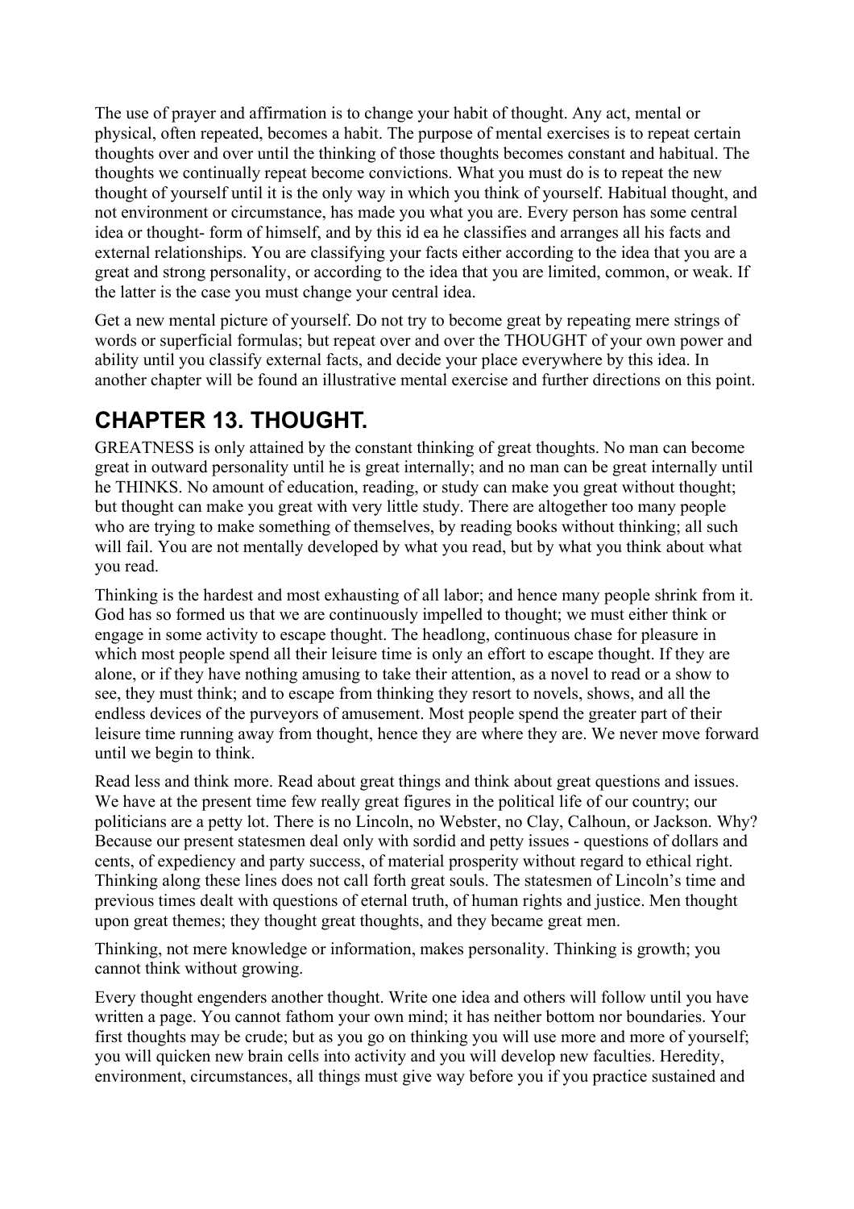The use of prayer and affirmation is to change your habit of thought. Any act, mental or physical, often repeated, becomes a habit. The purpose of mental exercises is to repeat certain thoughts over and over until the thinking of those thoughts becomes constant and habitual. The thoughts we continually repeat become convictions. What you must do is to repeat the new thought of yourself until it is the only way in which you think of yourself. Habitual thought, and not environment or circumstance, has made you what you are. Every person has some central idea or thought- form of himself, and by this id ea he classifies and arranges all his facts and external relationships. You are classifying your facts either according to the idea that you are a great and strong personality, or according to the idea that you are limited, common, or weak. If the latter is the case you must change your central idea.

Get a new mental picture of yourself. Do not try to become great by repeating mere strings of words or superficial formulas; but repeat over and over the THOUGHT of your own power and ability until you classify external facts, and decide your place everywhere by this idea. In another chapter will be found an illustrative mental exercise and further directions on this point.

## CHAPTER 13. THOUGHT.

GREATNESS is only attained by the constant thinking of great thoughts. No man can become great in outward personality until he is great internally; and no man can be great internally until he THINKS. No amount of education, reading, or study can make you great without thought; but thought can make you great with very little study. There are altogether too many people who are trying to make something of themselves, by reading books without thinking; all such will fail. You are not mentally developed by what you read, but by what you think about what you read.

Thinking is the hardest and most exhausting of all labor; and hence many people shrink from it. God has so formed us that we are continuously impelled to thought; we must either think or engage in some activity to escape thought. The headlong, continuous chase for pleasure in which most people spend all their leisure time is only an effort to escape thought. If they are alone, or if they have nothing amusing to take their attention, as a novel to read or a show to see, they must think; and to escape from thinking they resort to novels, shows, and all the endless devices of the purveyors of amusement. Most people spend the greater part of their leisure time running away from thought, hence they are where they are. We never move forward until we begin to think.

Read less and think more. Read about great things and think about great questions and issues. We have at the present time few really great figures in the political life of our country; our politicians are a petty lot. There is no Lincoln, no Webster, no Clay, Calhoun, or Jackson. Why? Because our present statesmen deal only with sordid and petty issues - questions of dollars and cents, of expediency and party success, of material prosperity without regard to ethical right. Thinking along these lines does not call forth great souls. The statesmen of Lincoln's time and previous times dealt with questions of eternal truth, of human rights and justice. Men thought upon great themes; they thought great thoughts, and they became great men.

Thinking, not mere knowledge or information, makes personality. Thinking is growth; you cannot think without growing.

Every thought engenders another thought. Write one idea and others will follow until you have written a page. You cannot fathom your own mind; it has neither bottom nor boundaries. Your first thoughts may be crude; but as you go on thinking you will use more and more of yourself; you will quicken new brain cells into activity and you will develop new faculties. Heredity, environment, circumstances, all things must give way before you if you practice sustained and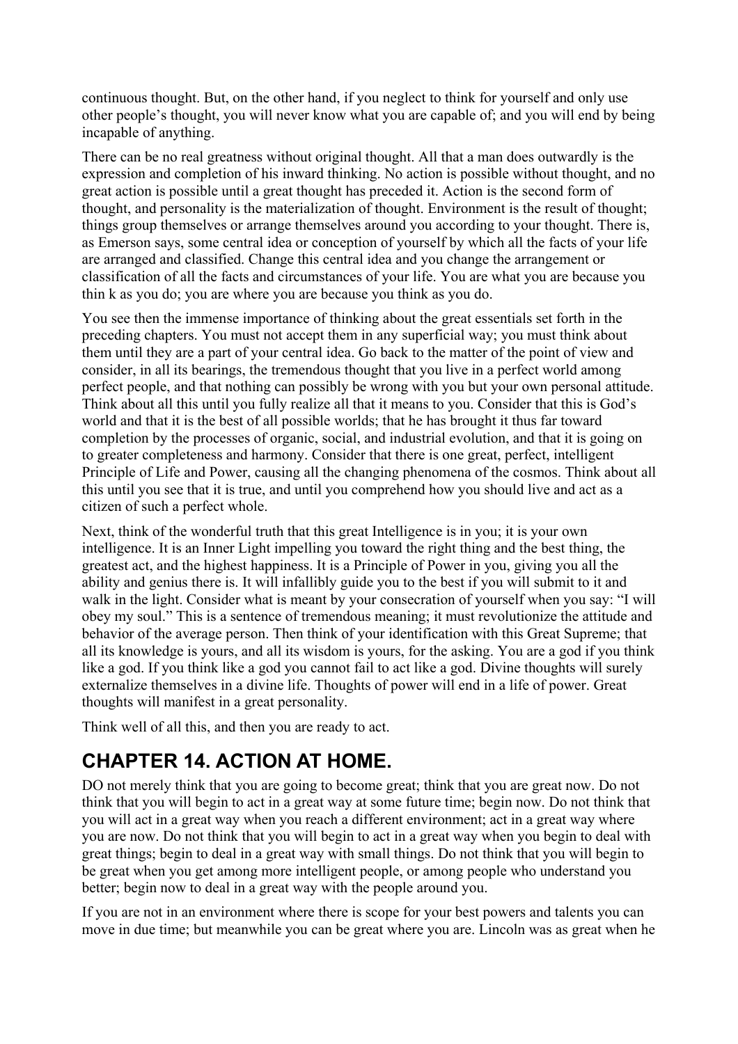continuous thought. But, on the other hand, if you neglect to think for yourself and only use other people's thought, you will never know what you are capable of; and you will end by being incapable of anything.

There can be no real greatness without original thought. All that a man does outwardly is the expression and completion of his inward thinking. No action is possible without thought, and no great action is possible until a great thought has preceded it. Action is the second form of thought, and personality is the materialization of thought. Environment is the result of thought; things group themselves or arrange themselves around you according to your thought. There is, as Emerson says, some central idea or conception of yourself by which all the facts of your life are arranged and classified. Change this central idea and you change the arrangement or classification of all the facts and circumstances of your life. You are what you are because you thin k as you do; you are where you are because you think as you do.

You see then the immense importance of thinking about the great essentials set forth in the preceding chapters. You must not accept them in any superficial way; you must think about them until they are a part of your central idea. Go back to the matter of the point of view and consider, in all its bearings, the tremendous thought that you live in a perfect world among perfect people, and that nothing can possibly be wrong with you but your own personal attitude. Think about all this until you fully realize all that it means to you. Consider that this is God's world and that it is the best of all possible worlds; that he has brought it thus far toward completion by the processes of organic, social, and industrial evolution, and that it is going on to greater completeness and harmony. Consider that there is one great, perfect, intelligent Principle of Life and Power, causing all the changing phenomena of the cosmos. Think about all this until you see that it is true, and until you comprehend how you should live and act as a citizen of such a perfect whole.

Next, think of the wonderful truth that this great Intelligence is in you; it is your own intelligence. It is an Inner Light impelling you toward the right thing and the best thing, the greatest act, and the highest happiness. It is a Principle of Power in you, giving you all the ability and genius there is. It will infallibly guide you to the best if you will submit to it and walk in the light. Consider what is meant by your consecration of yourself when you say: "I will obey my soul." This is a sentence of tremendous meaning; it must revolutionize the attitude and behavior of the average person. Then think of your identification with this Great Supreme; that all its knowledge is yours, and all its wisdom is yours, for the asking. You are a god if you think like a god. If you think like a god you cannot fail to act like a god. Divine thoughts will surely externalize themselves in a divine life. Thoughts of power will end in a life of power. Great thoughts will manifest in a great personality.

Think well of all this, and then you are ready to act.

## CHAPTER 14. ACTION AT HOME.

DO not merely think that you are going to become great; think that you are great now. Do not think that you will begin to act in a great way at some future time; begin now. Do not think that you will act in a great way when you reach a different environment; act in a great way where you are now. Do not think that you will begin to act in a great way when you begin to deal with great things; begin to deal in a great way with small things. Do not think that you will begin to be great when you get among more intelligent people, or among people who understand you better; begin now to deal in a great way with the people around you.

If you are not in an environment where there is scope for your best powers and talents you can move in due time; but meanwhile you can be great where you are. Lincoln was as great when he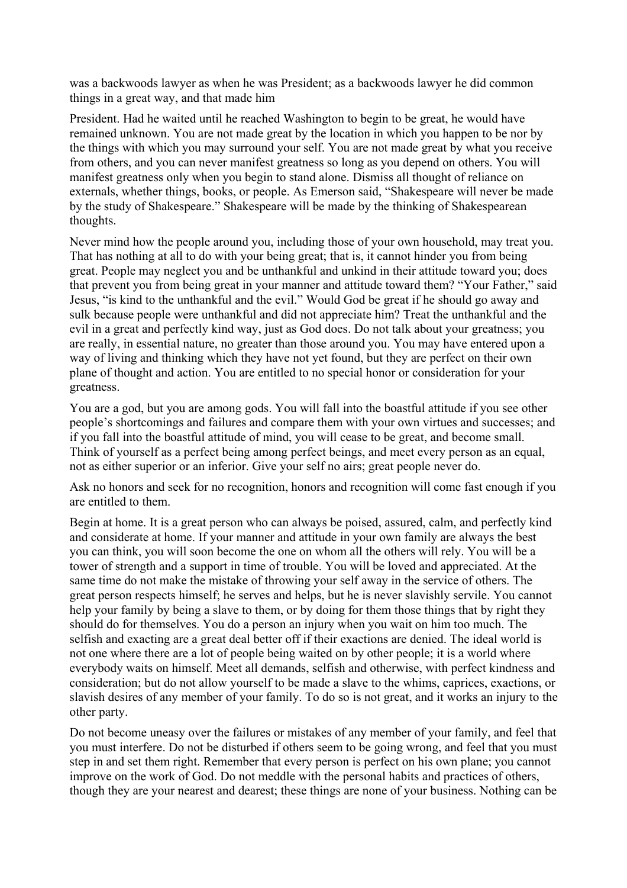was a backwoods lawyer as when he was President; as a backwoods lawyer he did common things in a great way, and that made him

President. Had he waited until he reached Washington to begin to be great, he would have remained unknown. You are not made great by the location in which you happen to be nor by the things with which you may surround your self. You are not made great by what you receive from others, and you can never manifest greatness so long as you depend on others. You will manifest greatness only when you begin to stand alone. Dismiss all thought of reliance on externals, whether things, books, or people. As Emerson said, "Shakespeare will never be made by the study of Shakespeare." Shakespeare will be made by the thinking of Shakespearean thoughts.

Never mind how the people around you, including those of your own household, may treat you. That has nothing at all to do with your being great; that is, it cannot hinder you from being great. People may neglect you and be unthankful and unkind in their attitude toward you; does that prevent you from being great in your manner and attitude toward them? "Your Father," said Jesus, "is kind to the unthankful and the evil." Would God be great if he should go away and sulk because people were unthankful and did not appreciate him? Treat the unthankful and the evil in a great and perfectly kind way, just as God does. Do not talk about your greatness; you are really, in essential nature, no greater than those around you. You may have entered upon a way of living and thinking which they have not yet found, but they are perfect on their own plane of thought and action. You are entitled to no special honor or consideration for your greatness.

You are a god, but you are among gods. You will fall into the boastful attitude if you see other people's shortcomings and failures and compare them with your own virtues and successes; and if you fall into the boastful attitude of mind, you will cease to be great, and become small. Think of yourself as a perfect being among perfect beings, and meet every person as an equal, not as either superior or an inferior. Give your self no airs; great people never do.

Ask no honors and seek for no recognition, honors and recognition will come fast enough if you are entitled to them.

Begin at home. It is a great person who can always be poised, assured, calm, and perfectly kind and considerate at home. If your manner and attitude in your own family are always the best you can think, you will soon become the one on whom all the others will rely. You will be a tower of strength and a support in time of trouble. You will be loved and appreciated. At the same time do not make the mistake of throwing your self away in the service of others. The great person respects himself; he serves and helps, but he is never slavishly servile. You cannot help your family by being a slave to them, or by doing for them those things that by right they should do for themselves. You do a person an injury when you wait on him too much. The selfish and exacting are a great deal better off if their exactions are denied. The ideal world is not one where there are a lot of people being waited on by other people; it is a world where everybody waits on himself. Meet all demands, selfish and otherwise, with perfect kindness and consideration; but do not allow yourself to be made a slave to the whims, caprices, exactions, or slavish desires of any member of your family. To do so is not great, and it works an injury to the other party.

Do not become uneasy over the failures or mistakes of any member of your family, and feel that you must interfere. Do not be disturbed if others seem to be going wrong, and feel that you must step in and set them right. Remember that every person is perfect on his own plane; you cannot improve on the work of God. Do not meddle with the personal habits and practices of others, though they are your nearest and dearest; these things are none of your business. Nothing can be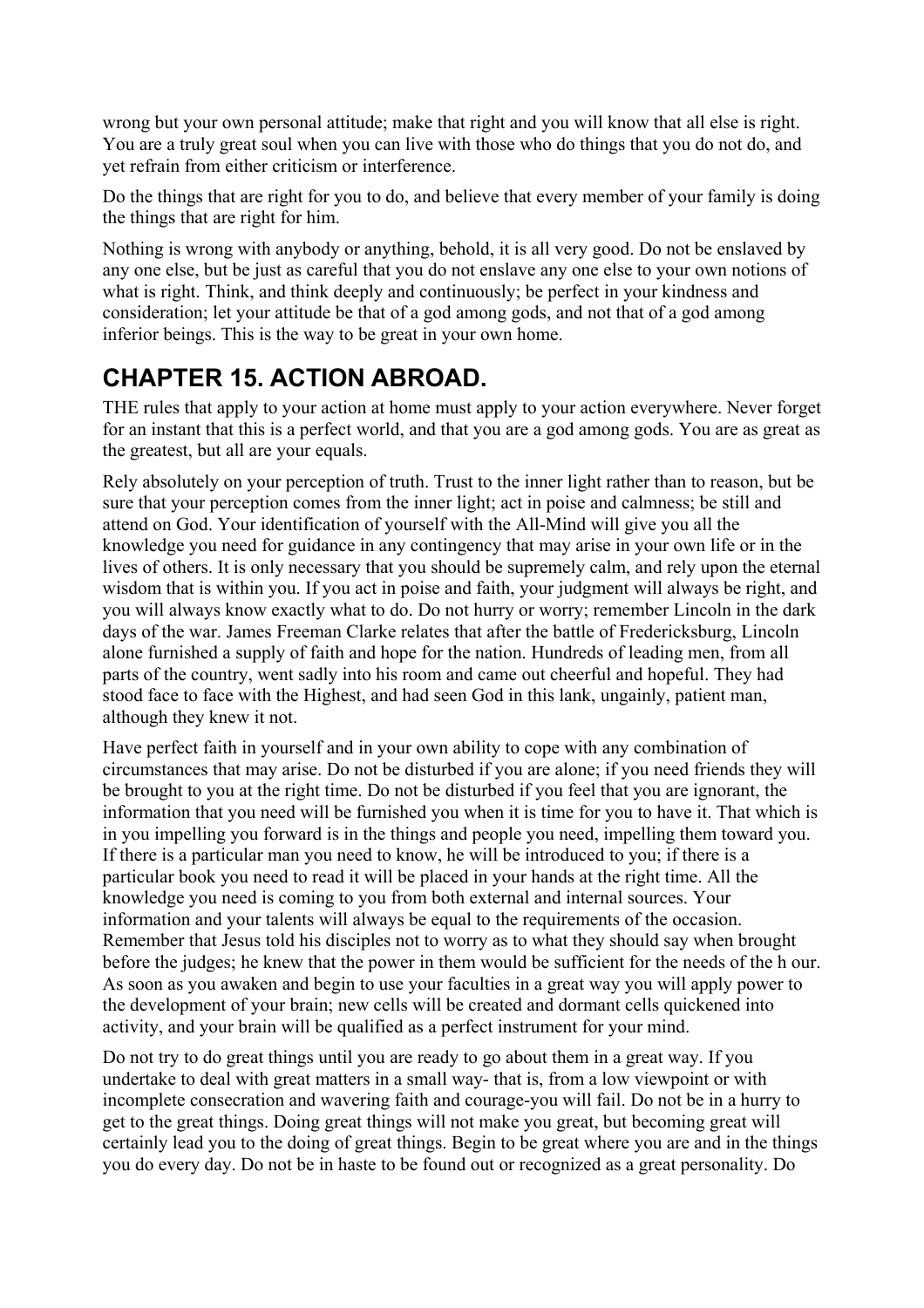wrong but your own personal attitude; make that right and you will know that all else is right. You are a truly great soul when you can live with those who do things that you do not do, and yet refrain from either criticism or interference.

Do the things that are right for you to do, and believe that every member of your family is doing the things that are right for him.

Nothing is wrong with anybody or anything, behold, it is all very good. Do not be enslaved by any one else, but be just as careful that you do not enslave any one else to your own notions of what is right. Think, and think deeply and continuously; be perfect in your kindness and consideration; let your attitude be that of a god among gods, and not that of a god among inferior beings. This is the way to be great in your own home.

## CHAPTER 15. ACTION ABROAD.

THE rules that apply to your action at home must apply to your action everywhere. Never forget for an instant that this is a perfect world, and that you are a god among gods. You are as great as the greatest, but all are your equals.

Rely absolutely on your perception of truth. Trust to the inner light rather than to reason, but be sure that your perception comes from the inner light; act in poise and calmness; be still and attend on God. Your identification of yourself with the All-Mind will give you all the knowledge you need for guidance in any contingency that may arise in your own life or in the lives of others. It is only necessary that you should be supremely calm, and rely upon the eternal wisdom that is within you. If you act in poise and faith, your judgment will always be right, and you will always know exactly what to do. Do not hurry or worry; remember Lincoln in the dark days of the war. James Freeman Clarke relates that after the battle of Fredericksburg, Lincoln alone furnished a supply of faith and hope for the nation. Hundreds of leading men, from all parts of the country, went sadly into his room and came out cheerful and hopeful. They had stood face to face with the Highest, and had seen God in this lank, ungainly, patient man, although they knew it not.

Have perfect faith in yourself and in your own ability to cope with any combination of circumstances that may arise. Do not be disturbed if you are alone; if you need friends they will be brought to you at the right time. Do not be disturbed if you feel that you are ignorant, the information that you need will be furnished you when it is time for you to have it. That which is in you impelling you forward is in the things and people you need, impelling them toward you. If there is a particular man you need to know, he will be introduced to you; if there is a particular book you need to read it will be placed in your hands at the right time. All the knowledge you need is coming to you from both external and internal sources. Your information and your talents will always be equal to the requirements of the occasion. Remember that Jesus told his disciples not to worry as to what they should say when brought before the judges; he knew that the power in them would be sufficient for the needs of the h our. As soon as you awaken and begin to use your faculties in a great way you will apply power to the development of your brain; new cells will be created and dormant cells quickened into activity, and your brain will be qualified as a perfect instrument for your mind.

Do not try to do great things until you are ready to go about them in a great way. If you undertake to deal with great matters in a small way- that is, from a low viewpoint or with incomplete consecration and wavering faith and courage-you will fail. Do not be in a hurry to get to the great things. Doing great things will not make you great, but becoming great will certainly lead you to the doing of great things. Begin to be great where you are and in the things you do every day. Do not be in haste to be found out or recognized as a great personality. Do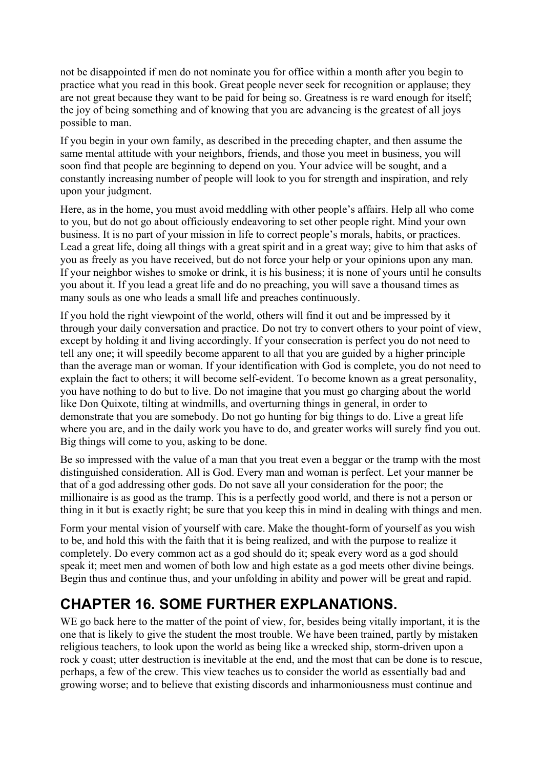not be disappointed if men do not nominate you for office within a month after you begin to practice what you read in this book. Great people never seek for recognition or applause; they are not great because they want to be paid for being so. Greatness is re ward enough for itself; the joy of being something and of knowing that you are advancing is the greatest of all joys possible to man.

If you begin in your own family, as described in the preceding chapter, and then assume the same mental attitude with your neighbors, friends, and those you meet in business, you will soon find that people are beginning to depend on you. Your advice will be sought, and a constantly increasing number of people will look to you for strength and inspiration, and rely upon your judgment.

Here, as in the home, you must avoid meddling with other people's affairs. Help all who come to you, but do not go about officiously endeavoring to set other people right. Mind your own business. It is no part of your mission in life to correct people's morals, habits, or practices. Lead a great life, doing all things with a great spirit and in a great way; give to him that asks of you as freely as you have received, but do not force your help or your opinions upon any man. If your neighbor wishes to smoke or drink, it is his business; it is none of yours until he consults you about it. If you lead a great life and do no preaching, you will save a thousand times as many souls as one who leads a small life and preaches continuously.

If you hold the right viewpoint of the world, others will find it out and be impressed by it through your daily conversation and practice. Do not try to convert others to your point of view, except by holding it and living accordingly. If your consecration is perfect you do not need to tell any one; it will speedily become apparent to all that you are guided by a higher principle than the average man or woman. If your identification with God is complete, you do not need to explain the fact to others; it will become self-evident. To become known as a great personality, you have nothing to do but to live. Do not imagine that you must go charging about the world like Don Quixote, tilting at windmills, and overturning things in general, in order to demonstrate that you are somebody. Do not go hunting for big things to do. Live a great life where you are, and in the daily work you have to do, and greater works will surely find you out. Big things will come to you, asking to be done.

Be so impressed with the value of a man that you treat even a beggar or the tramp with the most distinguished consideration. All is God. Every man and woman is perfect. Let your manner be that of a god addressing other gods. Do not save all your consideration for the poor; the millionaire is as good as the tramp. This is a perfectly good world, and there is not a person or thing in it but is exactly right; be sure that you keep this in mind in dealing with things and men.

Form your mental vision of yourself with care. Make the thought-form of yourself as you wish to be, and hold this with the faith that it is being realized, and with the purpose to realize it completely. Do every common act as a god should do it; speak every word as a god should speak it; meet men and women of both low and high estate as a god meets other divine beings. Begin thus and continue thus, and your unfolding in ability and power will be great and rapid.

## CHAPTER 16. SOME FURTHER EXPLANATIONS.

WE go back here to the matter of the point of view, for, besides being vitally important, it is the one that is likely to give the student the most trouble. We have been trained, partly by mistaken religious teachers, to look upon the world as being like a wrecked ship, storm-driven upon a rock y coast; utter destruction is inevitable at the end, and the most that can be done is to rescue, perhaps, a few of the crew. This view teaches us to consider the world as essentially bad and growing worse; and to believe that existing discords and inharmoniousness must continue and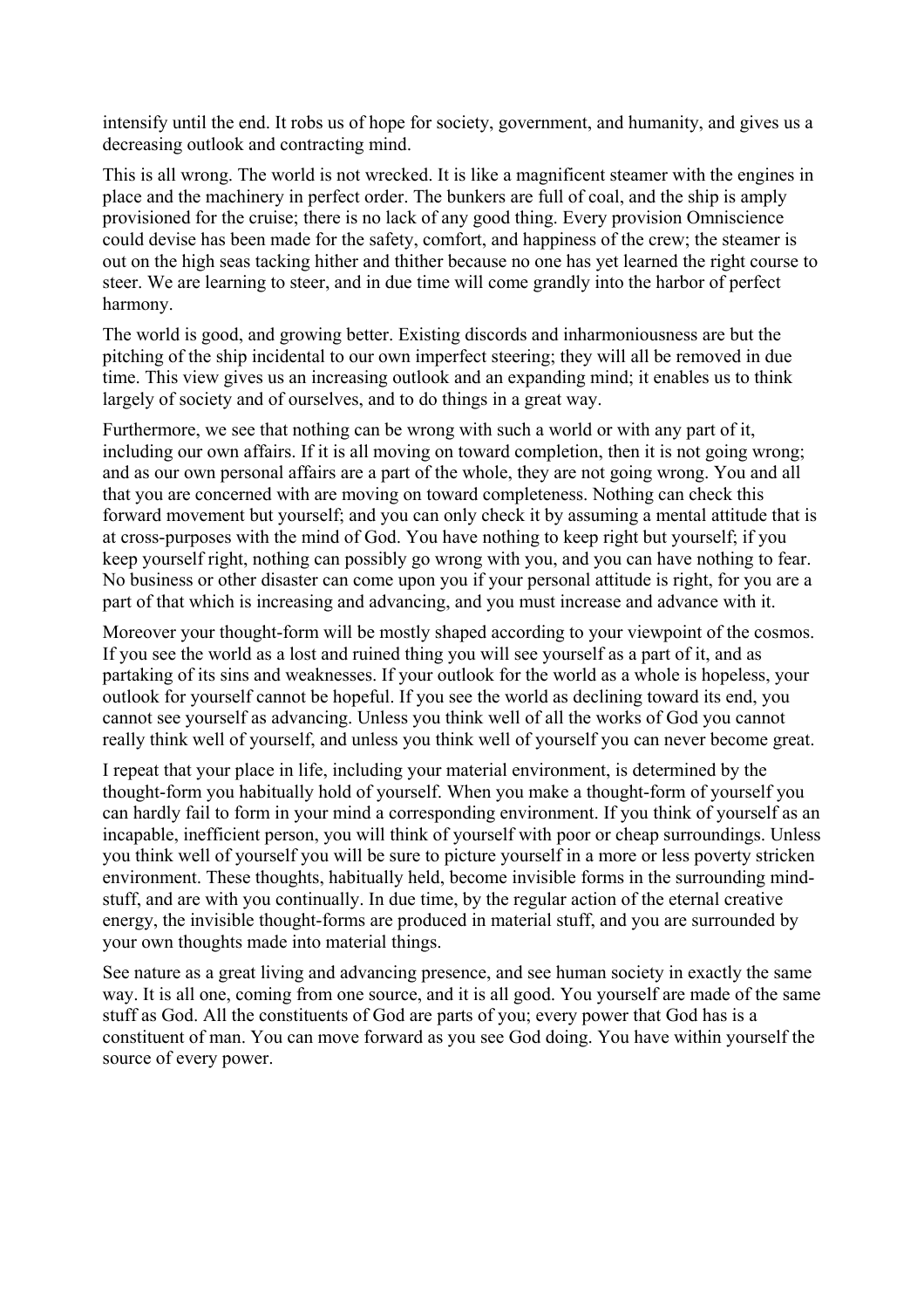intensify until the end. It robs us of hope for society, government, and humanity, and gives us a decreasing outlook and contracting mind.

This is all wrong. The world is not wrecked. It is like a magnificent steamer with the engines in place and the machinery in perfect order. The bunkers are full of coal, and the ship is amply provisioned for the cruise; there is no lack of any good thing. Every provision Omniscience could devise has been made for the safety, comfort, and happiness of the crew; the steamer is out on the high seas tacking hither and thither because no one has yet learned the right course to steer. We are learning to steer, and in due time will come grandly into the harbor of perfect harmony.

The world is good, and growing better. Existing discords and inharmoniousness are but the pitching of the ship incidental to our own imperfect steering; they will all be removed in due time. This view gives us an increasing outlook and an expanding mind; it enables us to think largely of society and of ourselves, and to do things in a great way.

Furthermore, we see that nothing can be wrong with such a world or with any part of it, including our own affairs. If it is all moving on toward completion, then it is not going wrong; and as our own personal affairs are a part of the whole, they are not going wrong. You and all that you are concerned with are moving on toward completeness. Nothing can check this forward movement but yourself; and you can only check it by assuming a mental attitude that is at cross-purposes with the mind of God. You have nothing to keep right but yourself; if you keep yourself right, nothing can possibly go wrong with you, and you can have nothing to fear. No business or other disaster can come upon you if your personal attitude is right, for you are a part of that which is increasing and advancing, and you must increase and advance with it.

Moreover your thought-form will be mostly shaped according to your viewpoint of the cosmos. If you see the world as a lost and ruined thing you will see yourself as a part of it, and as partaking of its sins and weaknesses. If your outlook for the world as a whole is hopeless, your outlook for yourself cannot be hopeful. If you see the world as declining toward its end, you cannot see yourself as advancing. Unless you think well of all the works of God you cannot really think well of yourself, and unless you think well of yourself you can never become great.

I repeat that your place in life, including your material environment, is determined by the thought-form you habitually hold of yourself. When you make a thought-form of yourself you can hardly fail to form in your mind a corresponding environment. If you think of yourself as an incapable, inefficient person, you will think of yourself with poor or cheap surroundings. Unless you think well of yourself you will be sure to picture yourself in a more or less poverty stricken environment. These thoughts, habitually held, become invisible forms in the surrounding mind-stuff, and are with you continually. In due time, by the regular action of the eternal creative energy, the invisible thought-forms are produced in material stuff, and you are surrounded by your own thoughts made into material things.

See nature as a great living and advancing presence, and see human society in exactly the same way. It is all one, coming from one source, and it is all good. You yourself are made of the same stuff as God. All the constituents of God are parts of you; every power that God has is a constituent of man. You can move forward as you see God doing. You have within yourself the source of every power.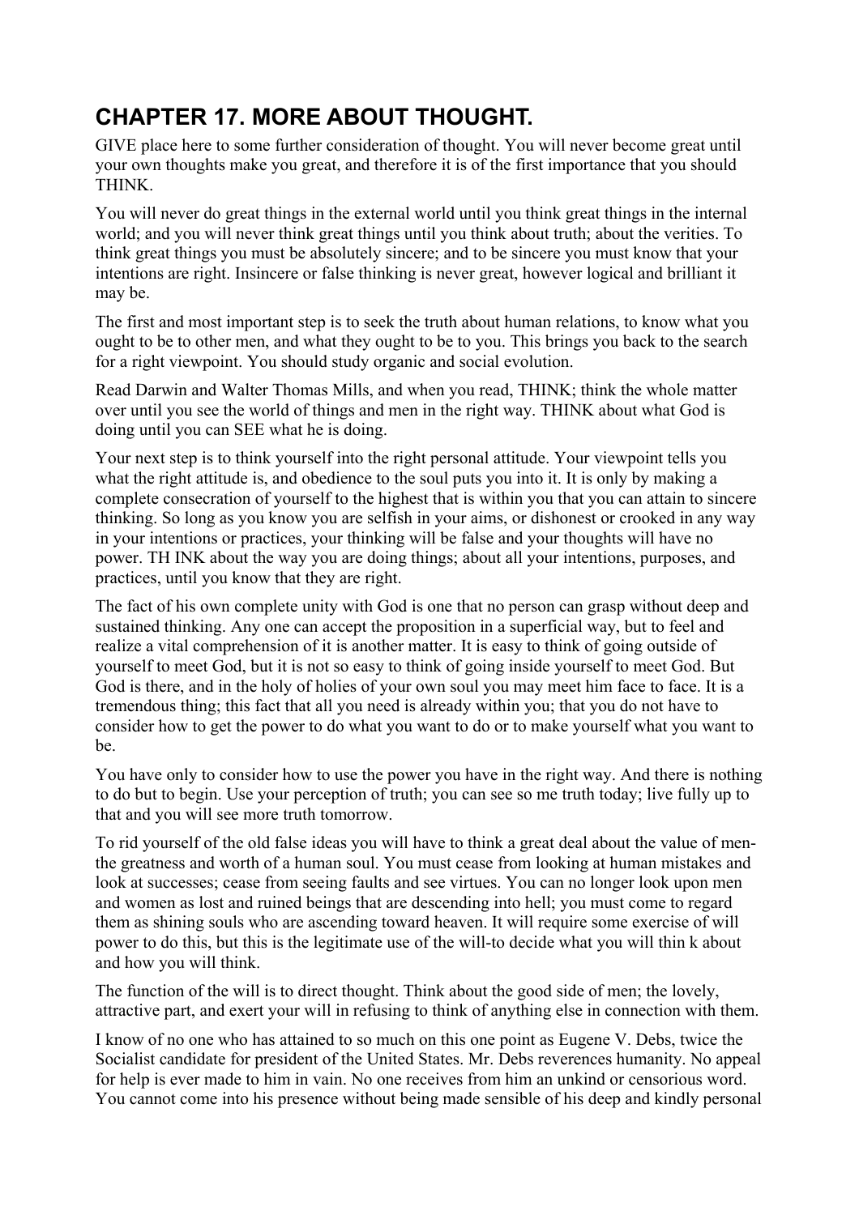## CHAPTER 17. MORE ABOUT THOUGHT.

GIVE place here to some further consideration of thought. You will never become great until your own thoughts make you great, and therefore it is of the first importance that you should THINK.

You will never do great things in the external world until you think great things in the internal world; and you will never think great things until you think about truth; about the verities. To think great things you must be absolutely sincere; and to be sincere you must know that your intentions are right. Insincere or false thinking is never great, however logical and brilliant it may be.

The first and most important step is to seek the truth about human relations, to know what you ought to be to other men, and what they ought to be to you. This brings you back to the search for a right viewpoint. You should study organic and social evolution.

Read Darwin and Walter Thomas Mills, and when you read, THINK; think the whole matter over until you see the world of things and men in the right way. THINK about what God is doing until you can SEE what he is doing.

Your next step is to think yourself into the right personal attitude. Your viewpoint tells you what the right attitude is, and obedience to the soul puts you into it. It is only by making a complete consecration of yourself to the highest that is within you that you can attain to sincere thinking. So long as you know you are selfish in your aims, or dishonest or crooked in any way in your intentions or practices, your thinking will be false and your thoughts will have no power. TH INK about the way you are doing things; about all your intentions, purposes, and practices, until you know that they are right.

The fact of his own complete unity with God is one that no person can grasp without deep and sustained thinking. Any one can accept the proposition in a superficial way, but to feel and realize a vital comprehension of it is another matter. It is easy to think of going outside of yourself to meet God, but it is not so easy to think of going inside yourself to meet God. But God is there, and in the holy of holies of your own soul you may meet him face to face. It is a tremendous thing; this fact that all you need is already within you; that you do not have to consider how to get the power to do what you want to do or to make yourself what you want to be.

You have only to consider how to use the power you have in the right way. And there is nothing to do but to begin. Use your perception of truth; you can see so me truth today; live fully up to that and you will see more truth tomorrow.

To rid yourself of the old false ideas you will have to think a great deal about the value of men-the greatness and worth of a human soul. You must cease from looking at human mistakes and look at successes; cease from seeing faults and see virtues. You can no longer look upon men and women as lost and ruined beings that are descending into hell; you must come to regard them as shining souls who are ascending toward heaven. It will require some exercise of will power to do this, but this is the legitimate use of the will-to decide what you will thin k about and how you will think.

The function of the will is to direct thought. Think about the good side of men; the lovely, attractive part, and exert your will in refusing to think of anything else in connection with them.

I know of no one who has attained to so much on this one point as Eugene V. Debs, twice the Socialist candidate for president of the United States. Mr. Debs reverences humanity. No appeal for help is ever made to him in vain. No one receives from him an unkind or censorious word. You cannot come into his presence without being made sensible of his deep and kindly personal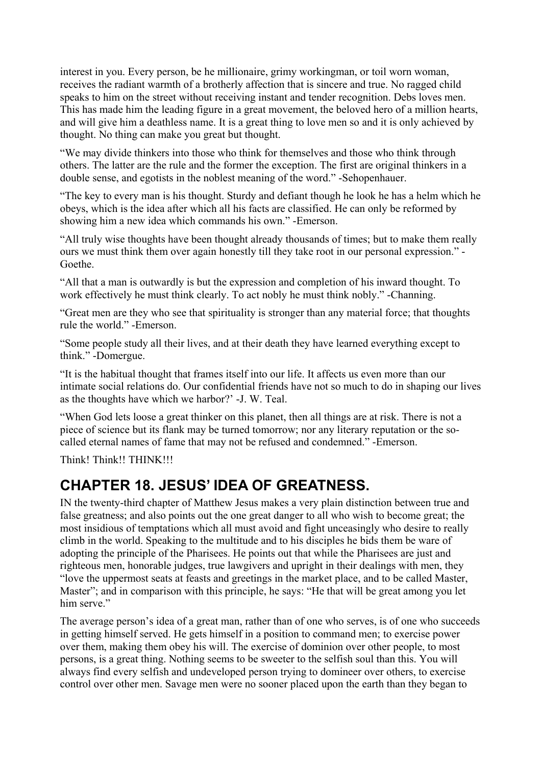interest in you. Every person, be he millionaire, grimy workingman, or toil worn woman, receives the radiant warmth of a brotherly affection that is sincere and true. No ragged child speaks to him on the street without receiving instant and tender recognition. Debs loves men. This has made him the leading figure in a great movement, the beloved hero of a million hearts, and will give him a deathless name. It is a great thing to love men so and it is only achieved by thought. No thing can make you great but thought.

"We may divide thinkers into those who think for themselves and those who think through others. The latter are the rule and the former the exception. The first are original thinkers in a double sense, and egotists in the noblest meaning of the word." -Sehopenhauer.

"The key to every man is his thought. Sturdy and defiant though he look he has a helm which he obeys, which is the idea after which all his facts are classified. He can only be reformed by showing him a new idea which commands his own." -Emerson.

"All truly wise thoughts have been thought already thousands of times; but to make them really ours we must think them over again honestly till they take root in our personal expression." -Goethe.

"All that a man is outwardly is but the expression and completion of his inward thought. To work effectively he must think clearly. To act nobly he must think nobly." -Channing.

"Great men are they who see that spirituality is stronger than any material force; that thoughts rule the world." -Emerson.

"Some people study all their lives, and at their death they have learned everything except to think." -Domergue.

"It is the habitual thought that frames itself into our life. It affects us even more than our intimate social relations do. Our confidential friends have not so much to do in shaping our lives as the thoughts have which we harbor?' -J. W. Teal.

"When God lets loose a great thinker on this planet, then all things are at risk. There is not a piece of science but its flank may be turned tomorrow; nor any literary reputation or the so-called eternal names of fame that may not be refused and condemned." -Emerson.

Think! Think!! THINK!!!

## CHAPTER 18. JESUS' IDEA OF GREATNESS.

IN the twenty-third chapter of Matthew Jesus makes a very plain distinction between true and false greatness; and also points out the one great danger to all who wish to become great; the most insidious of temptations which all must avoid and fight unceasingly who desire to really climb in the world. Speaking to the multitude and to his disciples he bids them be ware of adopting the principle of the Pharisees. He points out that while the Pharisees are just and righteous men, honorable judges, true lawgivers and upright in their dealings with men, they "love the uppermost seats at feasts and greetings in the market place, and to be called Master, Master"; and in comparison with this principle, he says: "He that will be great among you let him serve."

The average person's idea of a great man, rather than of one who serves, is of one who succeeds in getting himself served. He gets himself in a position to command men; to exercise power over them, making them obey his will. The exercise of dominion over other people, to most persons, is a great thing. Nothing seems to be sweeter to the selfish soul than this. You will always find every selfish and undeveloped person trying to domineer over others, to exercise control over other men. Savage men were no sooner placed upon the earth than they began to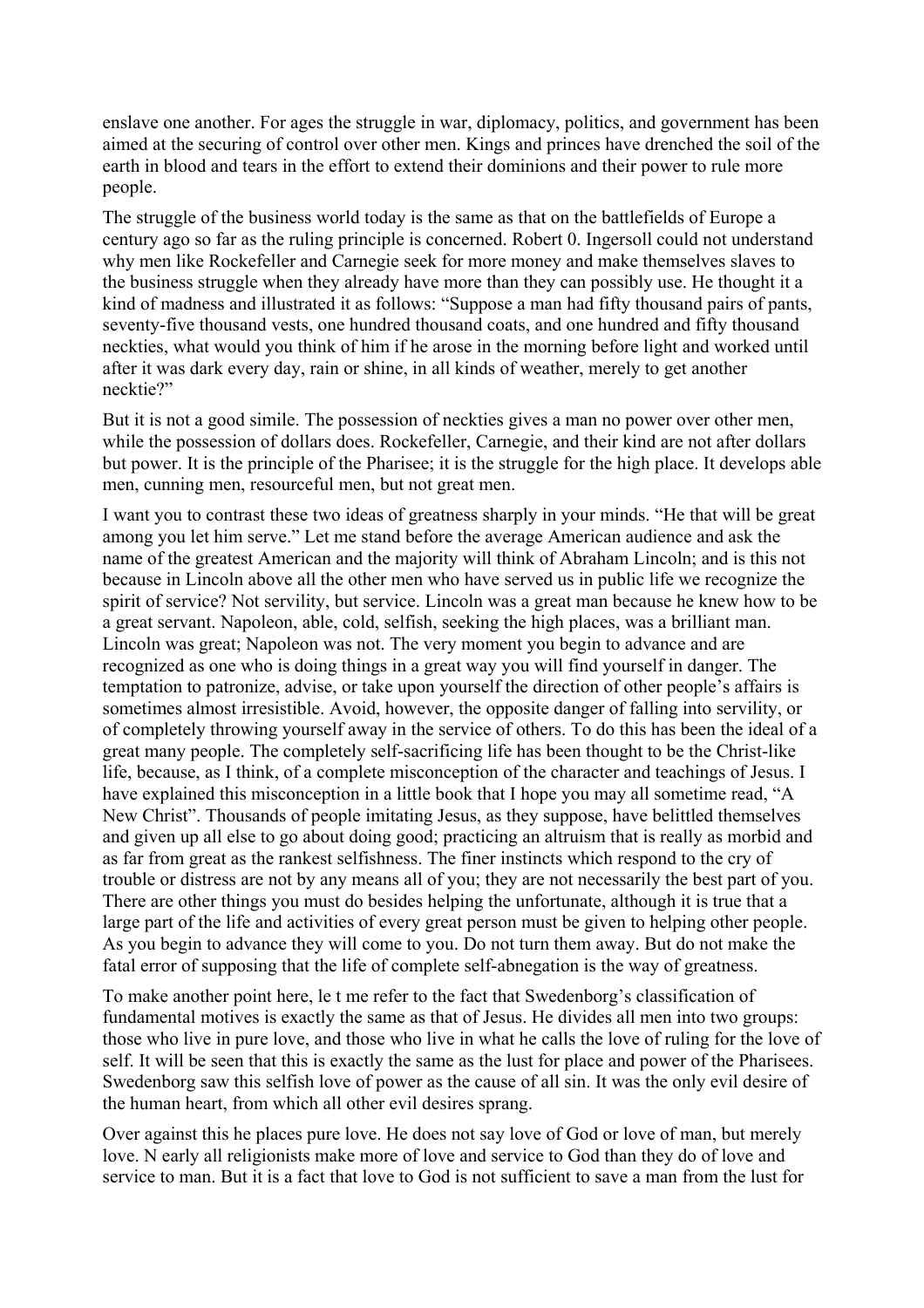enslave one another. For ages the struggle in war, diplomacy, politics, and government has been aimed at the securing of control over other men. Kings and princes have drenched the soil of the earth in blood and tears in the effort to extend their dominions and their power to rule more people.

The struggle of the business world today is the same as that on the battlefields of Europe a century ago so far as the ruling principle is concerned. Robert 0. Ingersoll could not understand why men like Rockefeller and Carnegie seek for more money and make themselves slaves to the business struggle when they already have more than they can possibly use. He thought it a kind of madness and illustrated it as follows: "Suppose a man had fifty thousand pairs of pants, seventy-five thousand vests, one hundred thousand coats, and one hundred and fifty thousand neckties, what would you think of him if he arose in the morning before light and worked until after it was dark every day, rain or shine, in all kinds of weather, merely to get another necktie?"

But it is not a good simile. The possession of neckties gives a man no power over other men, while the possession of dollars does. Rockefeller, Carnegie, and their kind are not after dollars but power. It is the principle of the Pharisee; it is the struggle for the high place. It develops able men, cunning men, resourceful men, but not great men.

I want you to contrast these two ideas of greatness sharply in your minds. "He that will be great among you let him serve." Let me stand before the average American audience and ask the name of the greatest American and the majority will think of Abraham Lincoln; and is this not because in Lincoln above all the other men who have served us in public life we recognize the spirit of service? Not servility, but service. Lincoln was a great man because he knew how to be a great servant. Napoleon, able, cold, selfish, seeking the high places, was a brilliant man. Lincoln was great; Napoleon was not. The very moment you begin to advance and are recognized as one who is doing things in a great way you will find yourself in danger. The temptation to patronize, advise, or take upon yourself the direction of other people's affairs is sometimes almost irresistible. Avoid, however, the opposite danger of falling into servility, or of completely throwing yourself away in the service of others. To do this has been the ideal of a great many people. The completely self-sacrificing life has been thought to be the Christ-like life, because, as I think, of a complete misconception of the character and teachings of Jesus. I have explained this misconception in a little book that I hope you may all sometime read, "A New Christ". Thousands of people imitating Jesus, as they suppose, have belittled themselves and given up all else to go about doing good; practicing an altruism that is really as morbid and as far from great as the rankest selfishness. The finer instincts which respond to the cry of trouble or distress are not by any means all of you; they are not necessarily the best part of you. There are other things you must do besides helping the unfortunate, although it is true that a large part of the life and activities of every great person must be given to helping other people. As you begin to advance they will come to you. Do not turn them away. But do not make the fatal error of supposing that the life of complete self-abnegation is the way of greatness.

To make another point here, le t me refer to the fact that Swedenborg's classification of fundamental motives is exactly the same as that of Jesus. He divides all men into two groups: those who live in pure love, and those who live in what he calls the love of ruling for the love of self. It will be seen that this is exactly the same as the lust for place and power of the Pharisees. Swedenborg saw this selfish love of power as the cause of all sin. It was the only evil desire of the human heart, from which all other evil desires sprang.

Over against this he places pure love. He does not say love of God or love of man, but merely love. N early all religionists make more of love and service to God than they do of love and service to man. But it is a fact that love to God is not sufficient to save a man from the lust for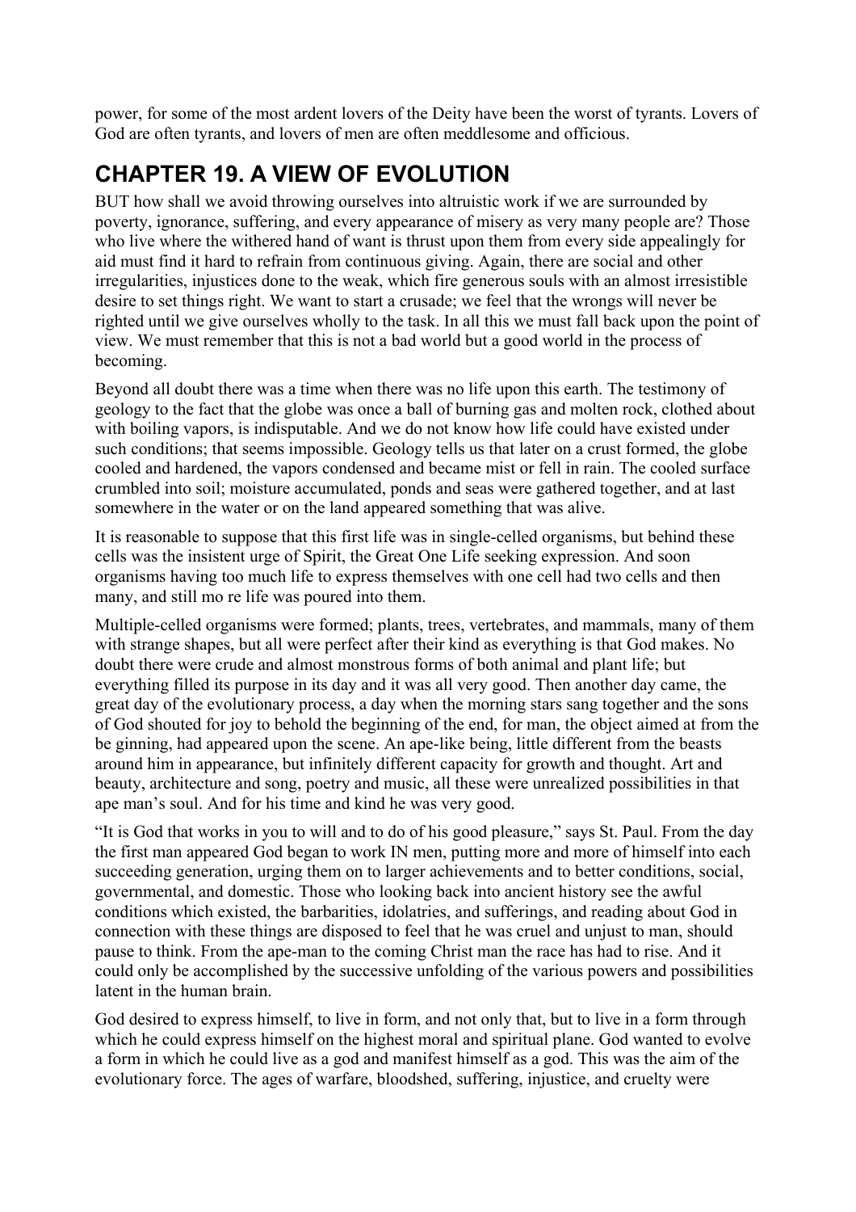power, for some of the most ardent lovers of the Deity have been the worst of tyrants. Lovers of God are often tyrants, and lovers of men are often meddlesome and officious.

## CHAPTER 19. A VIEW OF EVOLUTION

BUT how shall we avoid throwing ourselves into altruistic work if we are surrounded by poverty, ignorance, suffering, and every appearance of misery as very many people are? Those who live where the withered hand of want is thrust upon them from every side appealingly for aid must find it hard to refrain from continuous giving. Again, there are social and other irregularities, injustices done to the weak, which fire generous souls with an almost irresistible desire to set things right. We want to start a crusade; we feel that the wrongs will never be righted until we give ourselves wholly to the task. In all this we must fall back upon the point of view. We must remember that this is not a bad world but a good world in the process of becoming.

Beyond all doubt there was a time when there was no life upon this earth. The testimony of geology to the fact that the globe was once a ball of burning gas and molten rock, clothed about with boiling vapors, is indisputable. And we do not know how life could have existed under such conditions; that seems impossible. Geology tells us that later on a crust formed, the globe cooled and hardened, the vapors condensed and became mist or fell in rain. The cooled surface crumbled into soil; moisture accumulated, ponds and seas were gathered together, and at last somewhere in the water or on the land appeared something that was alive.

It is reasonable to suppose that this first life was in single-celled organisms, but behind these cells was the insistent urge of Spirit, the Great One Life seeking expression. And soon organisms having too much life to express themselves with one cell had two cells and then many, and still mo re life was poured into them.

Multiple-celled organisms were formed; plants, trees, vertebrates, and mammals, many of them with strange shapes, but all were perfect after their kind as everything is that God makes. No doubt there were crude and almost monstrous forms of both animal and plant life; but everything filled its purpose in its day and it was all very good. Then another day came, the great day of the evolutionary process, a day when the morning stars sang together and the sons of God shouted for joy to behold the beginning of the end, for man, the object aimed at from the be ginning, had appeared upon the scene. An ape-like being, little different from the beasts around him in appearance, but infinitely different capacity for growth and thought. Art and beauty, architecture and song, poetry and music, all these were unrealized possibilities in that ape man's soul. And for his time and kind he was very good.

"It is God that works in you to will and to do of his good pleasure," says St. Paul. From the day the first man appeared God began to work IN men, putting more and more of himself into each succeeding generation, urging them on to larger achievements and to better conditions, social, governmental, and domestic. Those who looking back into ancient history see the awful conditions which existed, the barbarities, idolatries, and sufferings, and reading about God in connection with these things are disposed to feel that he was cruel and unjust to man, should pause to think. From the ape-man to the coming Christ man the race has had to rise. And it could only be accomplished by the successive unfolding of the various powers and possibilities latent in the human brain.

God desired to express himself, to live in form, and not only that, but to live in a form through which he could express himself on the highest moral and spiritual plane. God wanted to evolve a form in which he could live as a god and manifest himself as a god. This was the aim of the evolutionary force. The ages of warfare, bloodshed, suffering, injustice, and cruelty were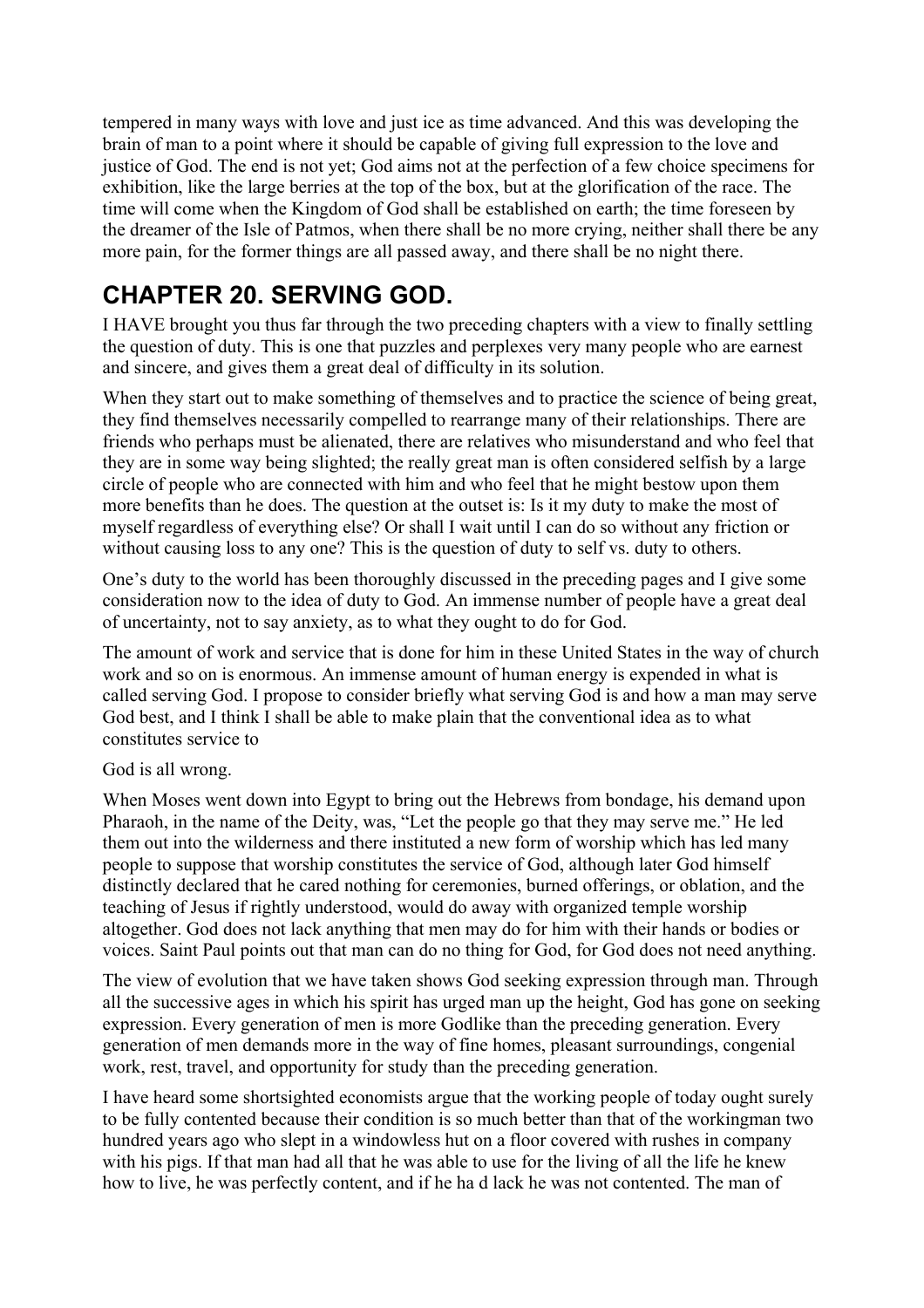tempered in many ways with love and just ice as time advanced. And this was developing the brain of man to a point where it should be capable of giving full expression to the love and justice of God. The end is not yet; God aims not at the perfection of a few choice specimens for exhibition, like the large berries at the top of the box, but at the glorification of the race. The time will come when the Kingdom of God shall be established on earth; the time foreseen by the dreamer of the Isle of Patmos, when there shall be no more crying, neither shall there be any more pain, for the former things are all passed away, and there shall be no night there.

## CHAPTER 20. SERVING GOD.

I HAVE brought you thus far through the two preceding chapters with a view to finally settling the question of duty. This is one that puzzles and perplexes very many people who are earnest and sincere, and gives them a great deal of difficulty in its solution.

When they start out to make something of themselves and to practice the science of being great, they find themselves necessarily compelled to rearrange many of their relationships. There are friends who perhaps must be alienated, there are relatives who misunderstand and who feel that they are in some way being slighted; the really great man is often considered selfish by a large circle of people who are connected with him and who feel that he might bestow upon them more benefits than he does. The question at the outset is: Is it my duty to make the most of myself regardless of everything else? Or shall I wait until I can do so without any friction or without causing loss to any one? This is the question of duty to self vs. duty to others.

One's duty to the world has been thoroughly discussed in the preceding pages and I give some consideration now to the idea of duty to God. An immense number of people have a great deal of uncertainty, not to say anxiety, as to what they ought to do for God.

The amount of work and service that is done for him in these United States in the way of church work and so on is enormous. An immense amount of human energy is expended in what is called serving God. I propose to consider briefly what serving God is and how a man may serve God best, and I think I shall be able to make plain that the conventional idea as to what constitutes service to

God is all wrong.

When Moses went down into Egypt to bring out the Hebrews from bondage, his demand upon Pharaoh, in the name of the Deity, was, "Let the people go that they may serve me." He led them out into the wilderness and there instituted a new form of worship which has led many people to suppose that worship constitutes the service of God, although later God himself distinctly declared that he cared nothing for ceremonies, burned offerings, or oblation, and the teaching of Jesus if rightly understood, would do away with organized temple worship altogether. God does not lack anything that men may do for him with their hands or bodies or voices. Saint Paul points out that man can do no thing for God, for God does not need anything.

The view of evolution that we have taken shows God seeking expression through man. Through all the successive ages in which his spirit has urged man up the height, God has gone on seeking expression. Every generation of men is more Godlike than the preceding generation. Every generation of men demands more in the way of fine homes, pleasant surroundings, congenial work, rest, travel, and opportunity for study than the preceding generation.

I have heard some shortsighted economists argue that the working people of today ought surely to be fully contented because their condition is so much better than that of the workingman two hundred years ago who slept in a windowless hut on a floor covered with rushes in company with his pigs. If that man had all that he was able to use for the living of all the life he knew how to live, he was perfectly content, and if he ha d lack he was not contented. The man of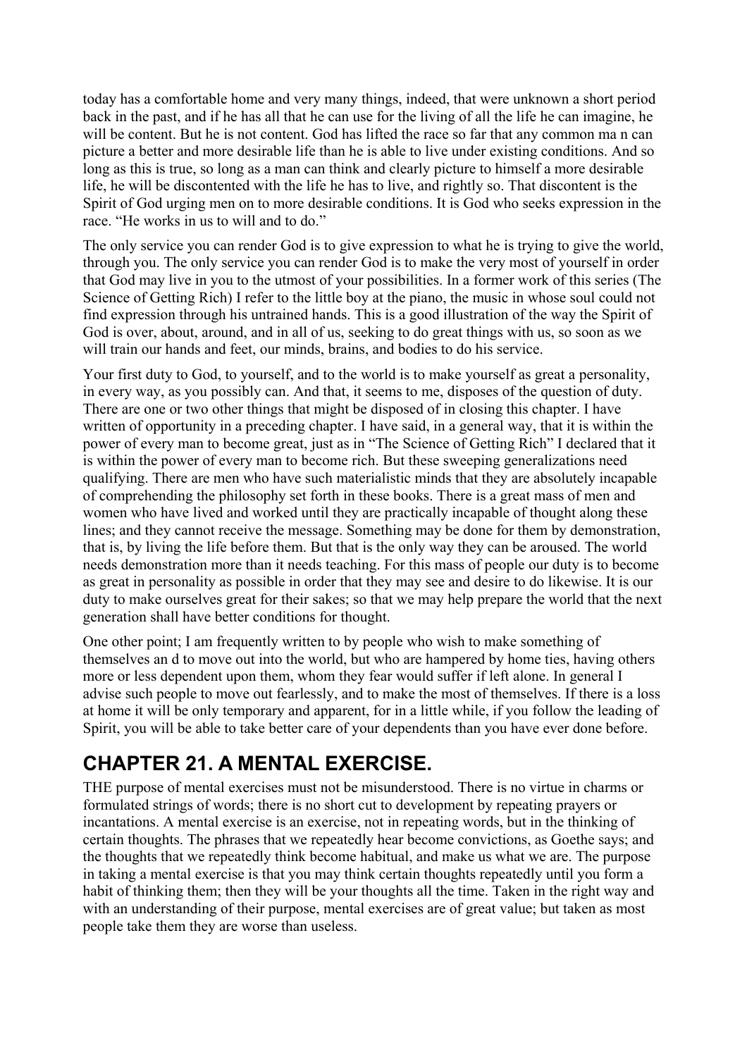today has a comfortable home and very many things, indeed, that were unknown a short period back in the past, and if he has all that he can use for the living of all the life he can imagine, he will be content. But he is not content. God has lifted the race so far that any common ma n can picture a better and more desirable life than he is able to live under existing conditions. And so long as this is true, so long as a man can think and clearly picture to himself a more desirable life, he will be discontented with the life he has to live, and rightly so. That discontent is the Spirit of God urging men on to more desirable conditions. It is God who seeks expression in the race. "He works in us to will and to do."

The only service you can render God is to give expression to what he is trying to give the world, through you. The only service you can render God is to make the very most of yourself in order that God may live in you to the utmost of your possibilities. In a former work of this series (The Science of Getting Rich) I refer to the little boy at the piano, the music in whose soul could not find expression through his untrained hands. This is a good illustration of the way the Spirit of God is over, about, around, and in all of us, seeking to do great things with us, so soon as we will train our hands and feet, our minds, brains, and bodies to do his service.

Your first duty to God, to yourself, and to the world is to make yourself as great a personality, in every way, as you possibly can. And that, it seems to me, disposes of the question of duty. There are one or two other things that might be disposed of in closing this chapter. I have written of opportunity in a preceding chapter. I have said, in a general way, that it is within the power of every man to become great, just as in "The Science of Getting Rich" I declared that it is within the power of every man to become rich. But these sweeping generalizations need qualifying. There are men who have such materialistic minds that they are absolutely incapable of comprehending the philosophy set forth in these books. There is a great mass of men and women who have lived and worked until they are practically incapable of thought along these lines; and they cannot receive the message. Something may be done for them by demonstration, that is, by living the life before them. But that is the only way they can be aroused. The world needs demonstration more than it needs teaching. For this mass of people our duty is to become as great in personality as possible in order that they may see and desire to do likewise. It is our duty to make ourselves great for their sakes; so that we may help prepare the world that the next generation shall have better conditions for thought.

One other point; I am frequently written to by people who wish to make something of themselves an d to move out into the world, but who are hampered by home ties, having others more or less dependent upon them, whom they fear would suffer if left alone. In general I advise such people to move out fearlessly, and to make the most of themselves. If there is a loss at home it will be only temporary and apparent, for in a little while, if you follow the leading of Spirit, you will be able to take better care of your dependents than you have ever done before.

## CHAPTER 21. A MENTAL EXERCISE.

THE purpose of mental exercises must not be misunderstood. There is no virtue in charms or formulated strings of words; there is no short cut to development by repeating prayers or incantations. A mental exercise is an exercise, not in repeating words, but in the thinking of certain thoughts. The phrases that we repeatedly hear become convictions, as Goethe says; and the thoughts that we repeatedly think become habitual, and make us what we are. The purpose in taking a mental exercise is that you may think certain thoughts repeatedly until you form a habit of thinking them; then they will be your thoughts all the time. Taken in the right way and with an understanding of their purpose, mental exercises are of great value; but taken as most people take them they are worse than useless.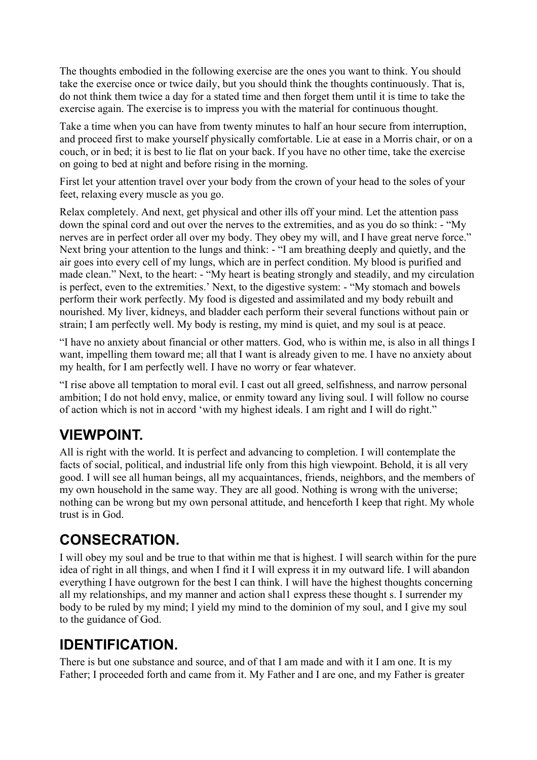The thoughts embodied in the following exercise are the ones you want to think. You should take the exercise once or twice daily, but you should think the thoughts continuously. That is, do not think them twice a day for a stated time and then forget them until it is time to take the exercise again. The exercise is to impress you with the material for continuous thought.

Take a time when you can have from twenty minutes to half an hour secure from interruption, and proceed first to make yourself physically comfortable. Lie at ease in a Morris chair, or on a couch, or in bed; it is best to lie flat on your back. If you have no other time, take the exercise on going to bed at night and before rising in the morning.

First let your attention travel over your body from the crown of your head to the soles of your feet, relaxing every muscle as you go.

Relax completely. And next, get physical and other ills off your mind. Let the attention pass down the spinal cord and out over the nerves to the extremities, and as you do so think: - "My nerves are in perfect order all over my body. They obey my will, and I have great nerve force." Next bring your attention to the lungs and think: - "I am breathing deeply and quietly, and the air goes into every cell of my lungs, which are in perfect condition. My blood is purified and made clean." Next, to the heart: - "My heart is beating strongly and steadily, and my circulation is perfect, even to the extremities.' Next, to the digestive system: - "My stomach and bowels perform their work perfectly. My food is digested and assimilated and my body rebuilt and nourished. My liver, kidneys, and bladder each perform their several functions without pain or strain; I am perfectly well. My body is resting, my mind is quiet, and my soul is at peace.

"I have no anxiety about financial or other matters. God, who is within me, is also in all things I want, impelling them toward me; all that I want is already given to me. I have no anxiety about my health, for I am perfectly well. I have no worry or fear whatever.

"I rise above all temptation to moral evil. I cast out all greed, selfishness, and narrow personal ambition; I do not hold envy, malice, or enmity toward any living soul. I will follow no course of action which is not in accord 'with my highest ideals. I am right and I will do right."

## VIEWPOINT.

All is right with the world. It is perfect and advancing to completion. I will contemplate the facts of social, political, and industrial life only from this high viewpoint. Behold, it is all very good. I will see all human beings, all my acquaintances, friends, neighbors, and the members of my own household in the same way. They are all good. Nothing is wrong with the universe; nothing can be wrong but my own personal attitude, and henceforth I keep that right. My whole trust is in God.

## CONSECRATION.

I will obey my soul and be true to that within me that is highest. I will search within for the pure idea of right in all things, and when I find it I will express it in my outward life. I will abandon everything I have outgrown for the best I can think. I will have the highest thoughts concerning all my relationships, and my manner and action sha1l express these thought s. I surrender my body to be ruled by my mind; I yield my mind to the dominion of my soul, and I give my soul to the guidance of God.

## IDENTIFICATION.

There is but one substance and source, and of that I am made and with it I am one. It is my Father; I proceeded forth and came from it. My Father and I are one, and my Father is greater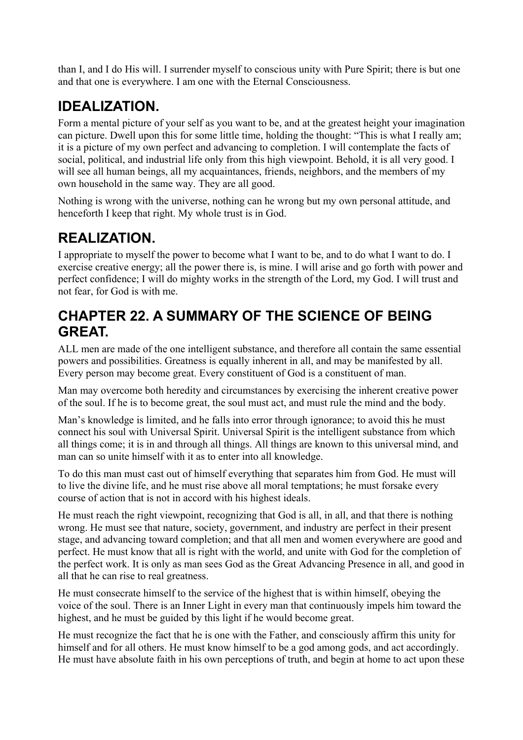than I, and I do His will. I surrender myself to conscious unity with Pure Spirit; there is but one and that one is everywhere. I am one with the Eternal Consciousness.

## IDEALIZATION.

Form a mental picture of your self as you want to be, and at the greatest height your imagination can picture. Dwell upon this for some little time, holding the thought: "This is what I really am; it is a picture of my own perfect and advancing to completion. I will contemplate the facts of social, political, and industrial life only from this high viewpoint. Behold, it is all very good. I will see all human beings, all my acquaintances, friends, neighbors, and the members of my own household in the same way. They are all good.

Nothing is wrong with the universe, nothing can he wrong but my own personal attitude, and henceforth I keep that right. My whole trust is in God.

## REALIZATION.

I appropriate to myself the power to become what I want to be, and to do what I want to do. I exercise creative energy; all the power there is, is mine. I will arise and go forth with power and perfect confidence; I will do mighty works in the strength of the Lord, my God. I will trust and not fear, for God is with me.

## CHAPTER 22. A SUMMARY OF THE SCIENCE OF BEING GREAT.

ALL men are made of the one intelligent substance, and therefore all contain the same essential powers and possibilities. Greatness is equally inherent in all, and may be manifested by all. Every person may become great. Every constituent of God is a constituent of man.

Man may overcome both heredity and circumstances by exercising the inherent creative power of the soul. If he is to become great, the soul must act, and must rule the mind and the body.

Man's knowledge is limited, and he falls into error through ignorance; to avoid this he must connect his soul with Universal Spirit. Universal Spirit is the intelligent substance from which all things come; it is in and through all things. All things are known to this universal mind, and man can so unite himself with it as to enter into all knowledge.

To do this man must cast out of himself everything that separates him from God. He must will to live the divine life, and he must rise above all moral temptations; he must forsake every course of action that is not in accord with his highest ideals.

He must reach the right viewpoint, recognizing that God is all, in all, and that there is nothing wrong. He must see that nature, society, government, and industry are perfect in their present stage, and advancing toward completion; and that all men and women everywhere are good and perfect. He must know that all is right with the world, and unite with God for the completion of the perfect work. It is only as man sees God as the Great Advancing Presence in all, and good in all that he can rise to real greatness.

He must consecrate himself to the service of the highest that is within himself, obeying the voice of the soul. There is an Inner Light in every man that continuously impels him toward the highest, and he must be guided by this light if he would become great.

He must recognize the fact that he is one with the Father, and consciously affirm this unity for himself and for all others. He must know himself to be a god among gods, and act accordingly. He must have absolute faith in his own perceptions of truth, and begin at home to act upon these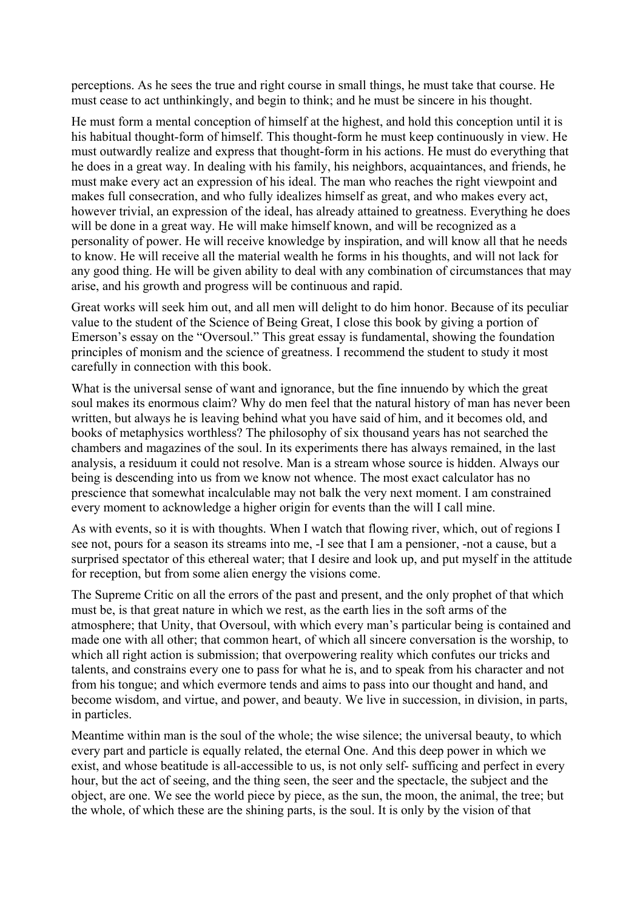perceptions. As he sees the true and right course in small things, he must take that course. He must cease to act unthinkingly, and begin to think; and he must be sincere in his thought.

He must form a mental conception of himself at the highest, and hold this conception until it is his habitual thought-form of himself. This thought-form he must keep continuously in view. He must outwardly realize and express that thought-form in his actions. He must do everything that he does in a great way. In dealing with his family, his neighbors, acquaintances, and friends, he must make every act an expression of his ideal. The man who reaches the right viewpoint and makes full consecration, and who fully idealizes himself as great, and who makes every act, however trivial, an expression of the ideal, has already attained to greatness. Everything he does will be done in a great way. He will make himself known, and will be recognized as a personality of power. He will receive knowledge by inspiration, and will know all that he needs to know. He will receive all the material wealth he forms in his thoughts, and will not lack for any good thing. He will be given ability to deal with any combination of circumstances that may arise, and his growth and progress will be continuous and rapid.

Great works will seek him out, and all men will delight to do him honor. Because of its peculiar value to the student of the Science of Being Great, I close this book by giving a portion of Emerson's essay on the "Oversoul." This great essay is fundamental, showing the foundation principles of monism and the science of greatness. I recommend the student to study it most carefully in connection with this book.

What is the universal sense of want and ignorance, but the fine innuendo by which the great soul makes its enormous claim? Why do men feel that the natural history of man has never been written, but always he is leaving behind what you have said of him, and it becomes old, and books of metaphysics worthless? The philosophy of six thousand years has not searched the chambers and magazines of the soul. In its experiments there has always remained, in the last analysis, a residuum it could not resolve. Man is a stream whose source is hidden. Always our being is descending into us from we know not whence. The most exact calculator has no prescience that somewhat incalculable may not balk the very next moment. I am constrained every moment to acknowledge a higher origin for events than the will I call mine.

As with events, so it is with thoughts. When I watch that flowing river, which, out of regions I see not, pours for a season its streams into me, -I see that I am a pensioner, -not a cause, but a surprised spectator of this ethereal water; that I desire and look up, and put myself in the attitude for reception, but from some alien energy the visions come.

The Supreme Critic on all the errors of the past and present, and the only prophet of that which must be, is that great nature in which we rest, as the earth lies in the soft arms of the atmosphere; that Unity, that Oversoul, with which every man's particular being is contained and made one with all other; that common heart, of which all sincere conversation is the worship, to which all right action is submission; that overpowering reality which confutes our tricks and talents, and constrains every one to pass for what he is, and to speak from his character and not from his tongue; and which evermore tends and aims to pass into our thought and hand, and become wisdom, and virtue, and power, and beauty. We live in succession, in division, in parts, in particles.

Meantime within man is the soul of the whole; the wise silence; the universal beauty, to which every part and particle is equally related, the eternal One. And this deep power in which we exist, and whose beatitude is all-accessible to us, is not only self- sufficing and perfect in every hour, but the act of seeing, and the thing seen, the seer and the spectacle, the subject and the object, are one. We see the world piece by piece, as the sun, the moon, the animal, the tree; but the whole, of which these are the shining parts, is the soul. It is only by the vision of that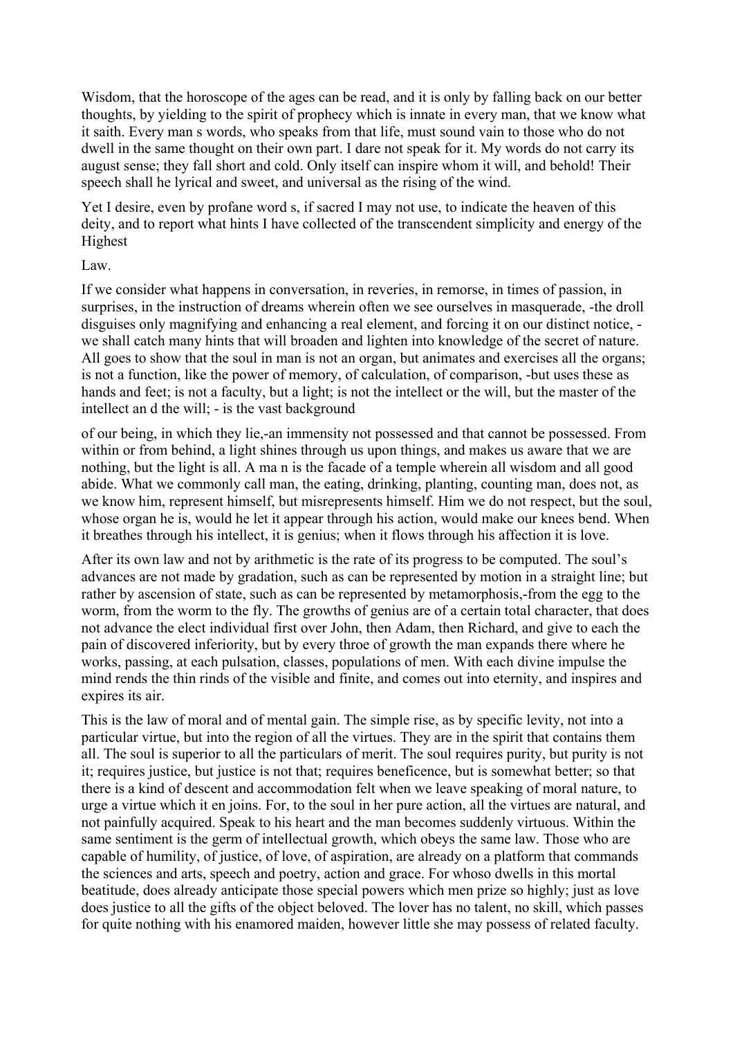Wisdom, that the horoscope of the ages can be read, and it is only by falling back on our better thoughts, by yielding to the spirit of prophecy which is innate in every man, that we know what it saith. Every man s words, who speaks from that life, must sound vain to those who do not dwell in the same thought on their own part. I dare not speak for it. My words do not carry its august sense; they fall short and cold. Only itself can inspire whom it will, and behold! Their speech shall he lyrical and sweet, and universal as the rising of the wind.

Yet I desire, even by profane word s, if sacred I may not use, to indicate the heaven of this deity, and to report what hints I have collected of the transcendent simplicity and energy of the Highest

Law.

If we consider what happens in conversation, in reveries, in remorse, in times of passion, in surprises, in the instruction of dreams wherein often we see ourselves in masquerade, -the droll disguises only magnifying and enhancing a real element, and forcing it on our distinct notice, - we shall catch many hints that will broaden and lighten into knowledge of the secret of nature. All goes to show that the soul in man is not an organ, but animates and exercises all the organs; is not a function, like the power of memory, of calculation, of comparison, -but uses these as hands and feet; is not a faculty, but a light; is not the intellect or the will, but the master of the intellect an d the will; - is the vast background

of our being, in which they lie,-an immensity not possessed and that cannot be possessed. From within or from behind, a light shines through us upon things, and makes us aware that we are nothing, but the light is all. A ma n is the facade of a temple wherein all wisdom and all good abide. What we commonly call man, the eating, drinking, planting, counting man, does not, as we know him, represent himself, but misrepresents himself. Him we do not respect, but the soul, whose organ he is, would he let it appear through his action, would make our knees bend. When it breathes through his intellect, it is genius; when it flows through his affection it is love.

After its own law and not by arithmetic is the rate of its progress to be computed. The soul's advances are not made by gradation, such as can be represented by motion in a straight line; but rather by ascension of state, such as can be represented by metamorphosis,-from the egg to the worm, from the worm to the fly. The growths of genius are of a certain total character, that does not advance the elect individual first over John, then Adam, then Richard, and give to each the pain of discovered inferiority, but by every throe of growth the man expands there where he works, passing, at each pulsation, classes, populations of men. With each divine impulse the mind rends the thin rinds of the visible and finite, and comes out into eternity, and inspires and expires its air.

This is the law of moral and of mental gain. The simple rise, as by specific levity, not into a particular virtue, but into the region of all the virtues. They are in the spirit that contains them all. The soul is superior to all the particulars of merit. The soul requires purity, but purity is not it; requires justice, but justice is not that; requires beneficence, but is somewhat better; so that there is a kind of descent and accommodation felt when we leave speaking of moral nature, to urge a virtue which it en joins. For, to the soul in her pure action, all the virtues are natural, and not painfully acquired. Speak to his heart and the man becomes suddenly virtuous. Within the same sentiment is the germ of intellectual growth, which obeys the same law. Those who are capable of humility, of justice, of love, of aspiration, are already on a platform that commands the sciences and arts, speech and poetry, action and grace. For whoso dwells in this mortal beatitude, does already anticipate those special powers which men prize so highly; just as love does justice to all the gifts of the object beloved. The lover has no talent, no skill, which passes for quite nothing with his enamored maiden, however little she may possess of related faculty.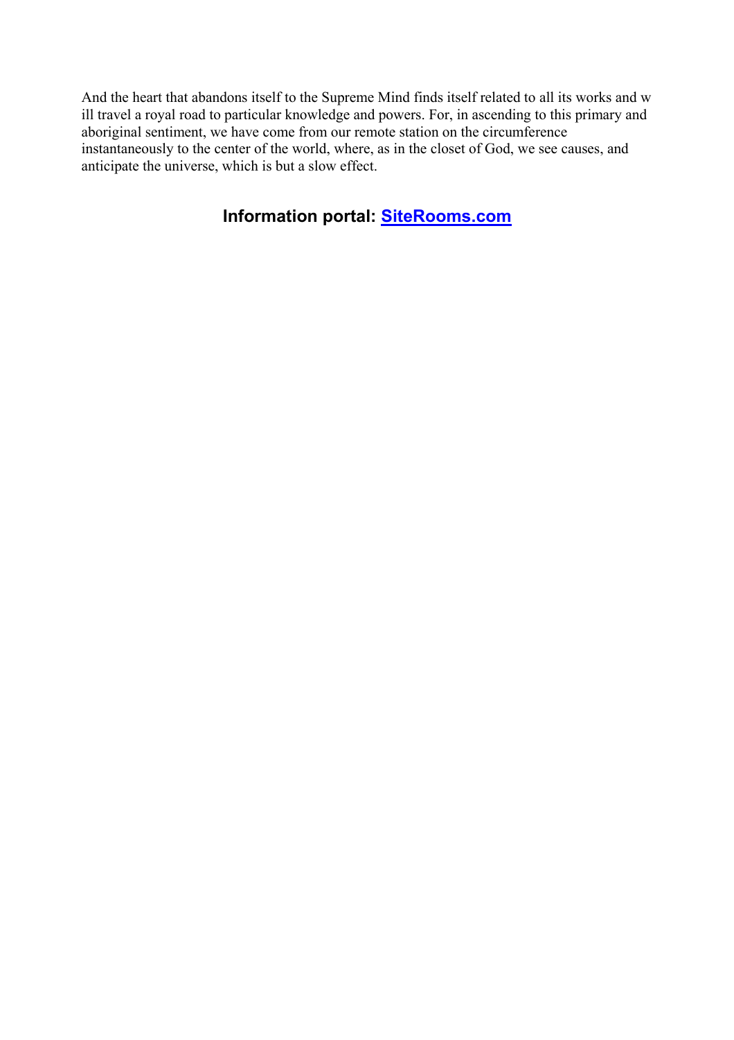And the heart that abandons itself to the Supreme Mind finds itself related to all its works and will travel a royal road to particular knowledge and powers. For, in ascending to this primary and aboriginal sentiment, we have come from our remote station on the circumference instantaneously to the center of the world, where, as in the closet of God, we see causes, and anticipate the universe, which is but a slow effect.

**Information portal: [SiteRooms.com](SiteRooms.com)**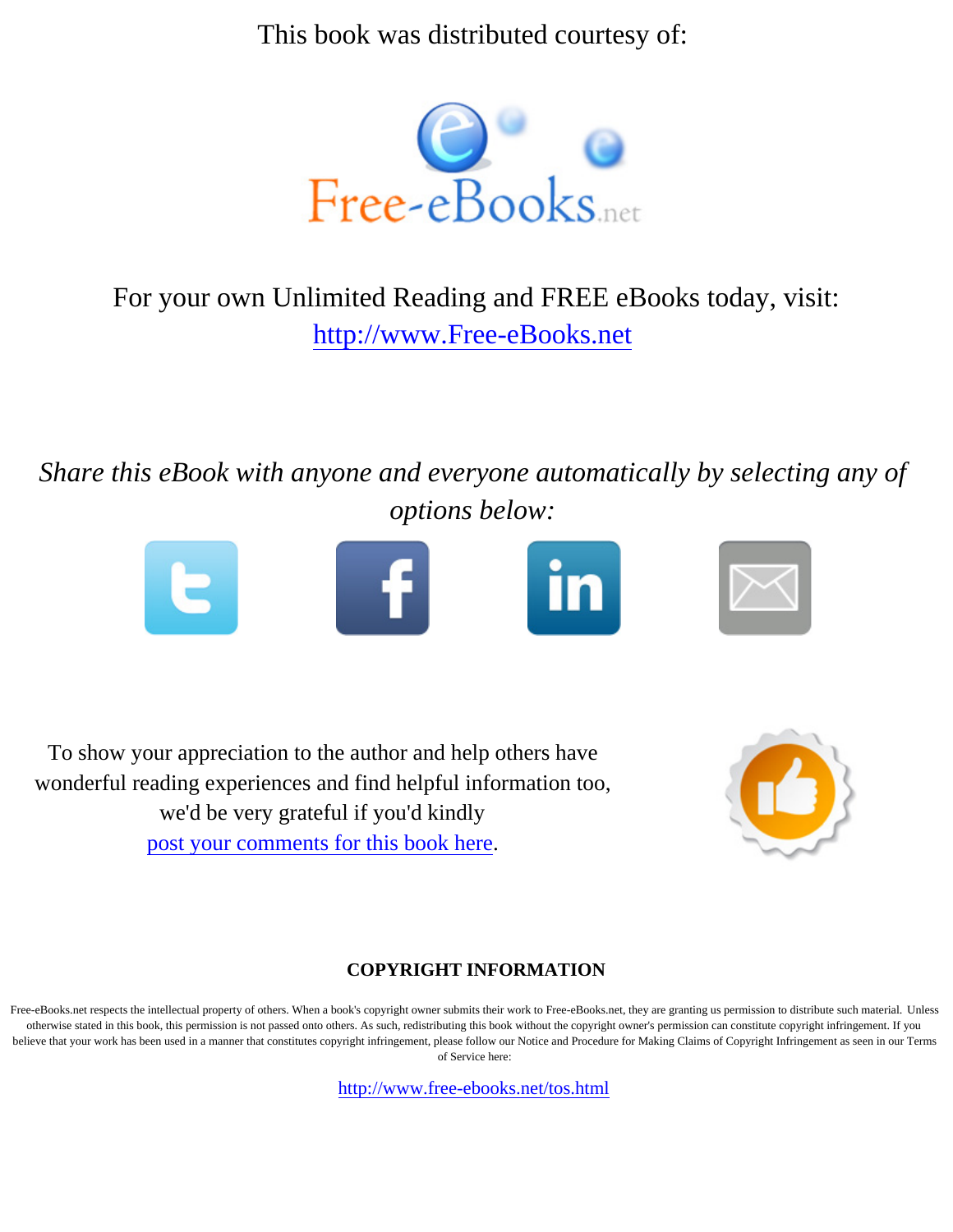This book was distributed courtesy of:

Free-eBooks.net

For your own Unlimited Reading and FREE eBooks today, visit:
http://www.Free-eBooks.net

*Share this eBook with anyone and everyone automatically by selecting any of options below:*

To show your appreciation to the author and help others have wonderful reading experiences and find helpful information too, we'd be very grateful if you'd kindly post your comments for this book here.

**COPYRIGHT INFORMATION**

Free-eBooks.net respects the intellectual property of others. When a book's copyright owner submits their work to Free-eBooks.net, they are granting us permission to distribute such material. Unless otherwise stated in this book, this permission is not passed onto others. As such, redistributing this book without the copyright owner's permission can constitute copyright infringement. If you believe that your work has been used in a manner that constitutes copyright infringement, please follow our Notice and Procedure for Making Claims of Copyright Infringement as seen in our Terms of Service here:

http://www.free-ebooks.net/tos.html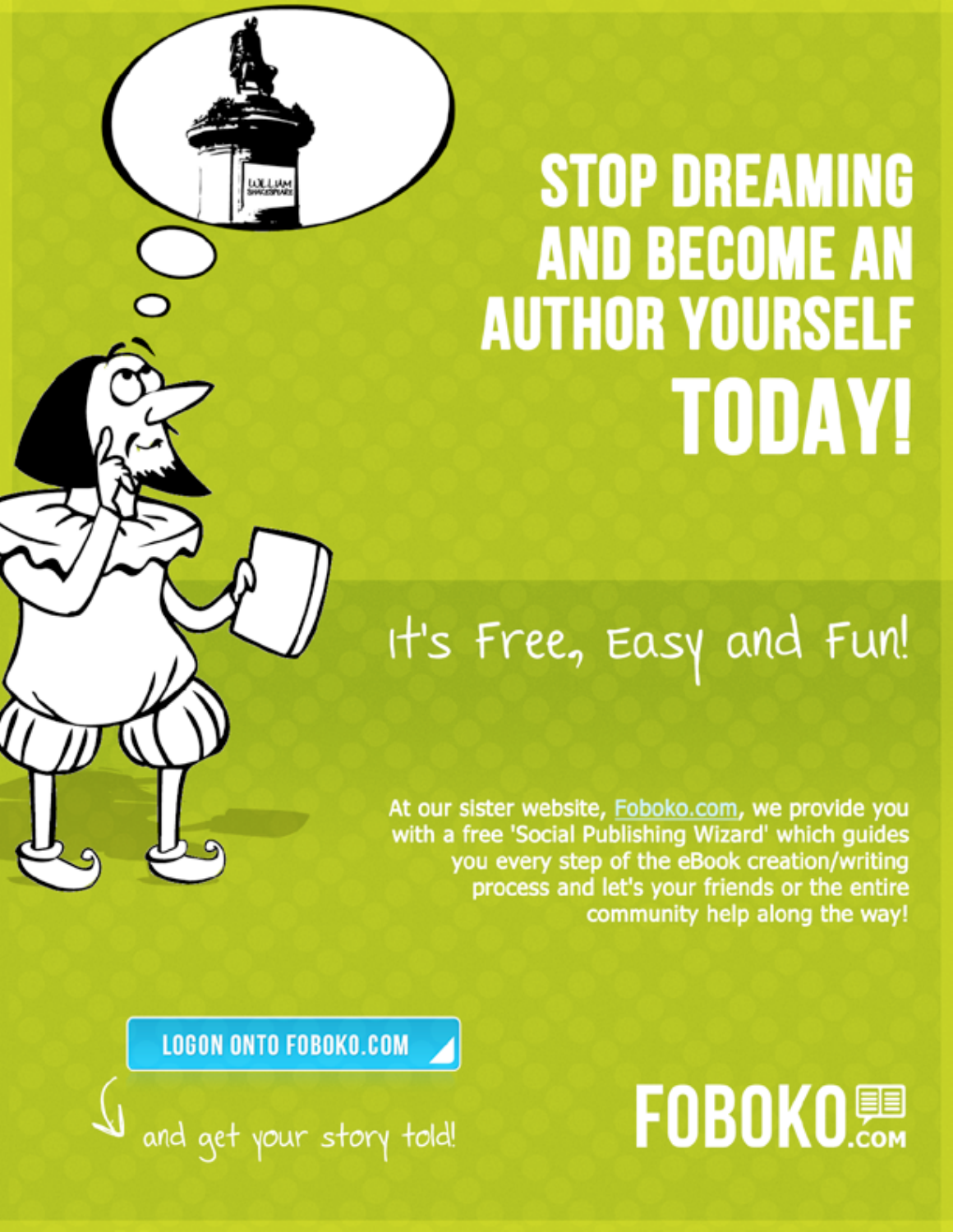# STOP DREAMING AND BECOME AN AUTHOR YOURSELF TODAY!

## It's Free, Easy and Fun!

At our sister website, Foboko.com, we provide you with a free 'Social Publishing Wizard' which guides you every step of the eBook creation/writing process and let's your friends or the entire community help along the way!

LOGON ONTO FOBOKO.COM

and get your story told!

FOBOKO.COM